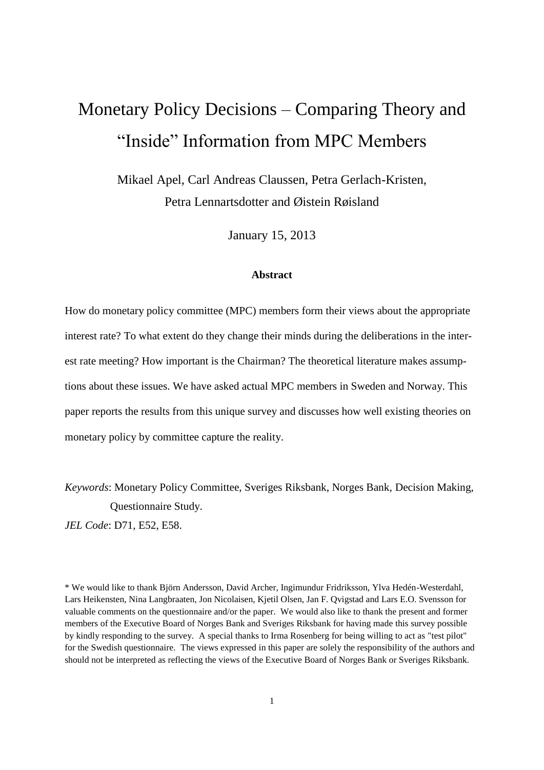# Monetary Policy Decisions – Comparing Theory and "Inside" Information from MPC Members

Mikael Apel, Carl Andreas Claussen, Petra Gerlach-Kristen, Petra Lennartsdotter and Øistein Røisland

January 15, 2013

**Abstract**

How do monetary policy committee (MPC) members form their views about the appropriate interest rate? To what extent do they change their minds during the deliberations in the interest rate meeting? How important is the Chairman? The theoretical literature makes assumptions about these issues. We have asked actual MPC members in Sweden and Norway. This paper reports the results from this unique survey and discusses how well existing theories on monetary policy by committee capture the reality.

*Keywords*: Monetary Policy Committee, Sveriges Riksbank, Norges Bank, Decision Making, Questionnaire Study.

*JEL Code*: D71, E52, E58.

* We would like to thank Björn Andersson, David Archer, Ingimundur Fridriksson, Ylva Hedén-Westerdahl, Lars Heikensten, Nina Langbraaten, Jon Nicolaisen, Kjetil Olsen, Jan F. Qvigstad and Lars E.O. Svensson for valuable comments on the questionnaire and/or the paper. We would also like to thank the present and former members of the Executive Board of Norges Bank and Sveriges Riksbank for having made this survey possible by kindly responding to the survey. A special thanks to Irma Rosenberg for being willing to act as "test pilot" for the Swedish questionnaire. The views expressed in this paper are solely the responsibility of the authors and should not be interpreted as reflecting the views of the Executive Board of Norges Bank or Sveriges Riksbank.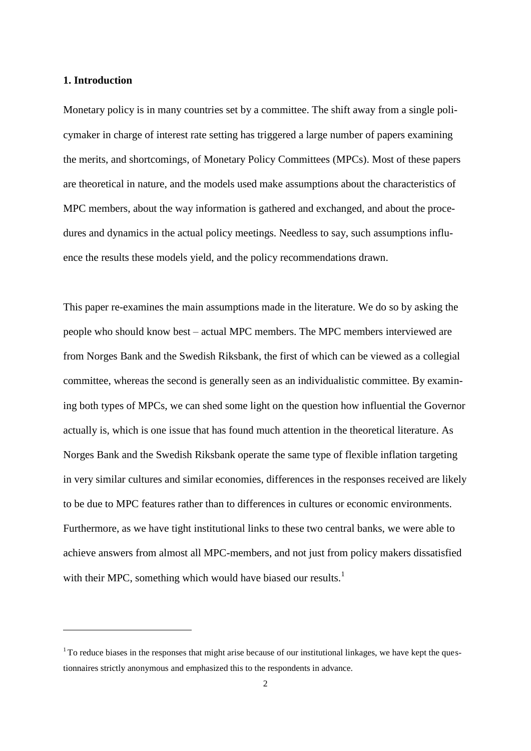## 1. Introduction

Monetary policy is in many countries set by a committee. The shift away from a single policymaker in charge of interest rate setting has triggered a large number of papers examining the merits, and shortcomings, of Monetary Policy Committees (MPCs). Most of these papers are theoretical in nature, and the models used make assumptions about the characteristics of MPC members, about the way information is gathered and exchanged, and about the procedures and dynamics in the actual policy meetings. Needless to say, such assumptions influence the results these models yield, and the policy recommendations drawn.

This paper re-examines the main assumptions made in the literature. We do so by asking the people who should know best – actual MPC members. The MPC members interviewed are from Norges Bank and the Swedish Riksbank, the first of which can be viewed as a collegial committee, whereas the second is generally seen as an individualistic committee. By examining both types of MPCs, we can shed some light on the question how influential the Governor actually is, which is one issue that has found much attention in the theoretical literature. As Norges Bank and the Swedish Riksbank operate the same type of flexible inflation targeting in very similar cultures and similar economies, differences in the responses received are likely to be due to MPC features rather than to differences in cultures or economic environments. Furthermore, as we have tight institutional links to these two central banks, we were able to achieve answers from almost all MPC-members, and not just from policy makers dissatisfied with their MPC, something which would have biased our results.[1]

[1] To reduce biases in the responses that might arise because of our institutional linkages, we have kept the questionnaires strictly anonymous and emphasized this to the respondents in advance.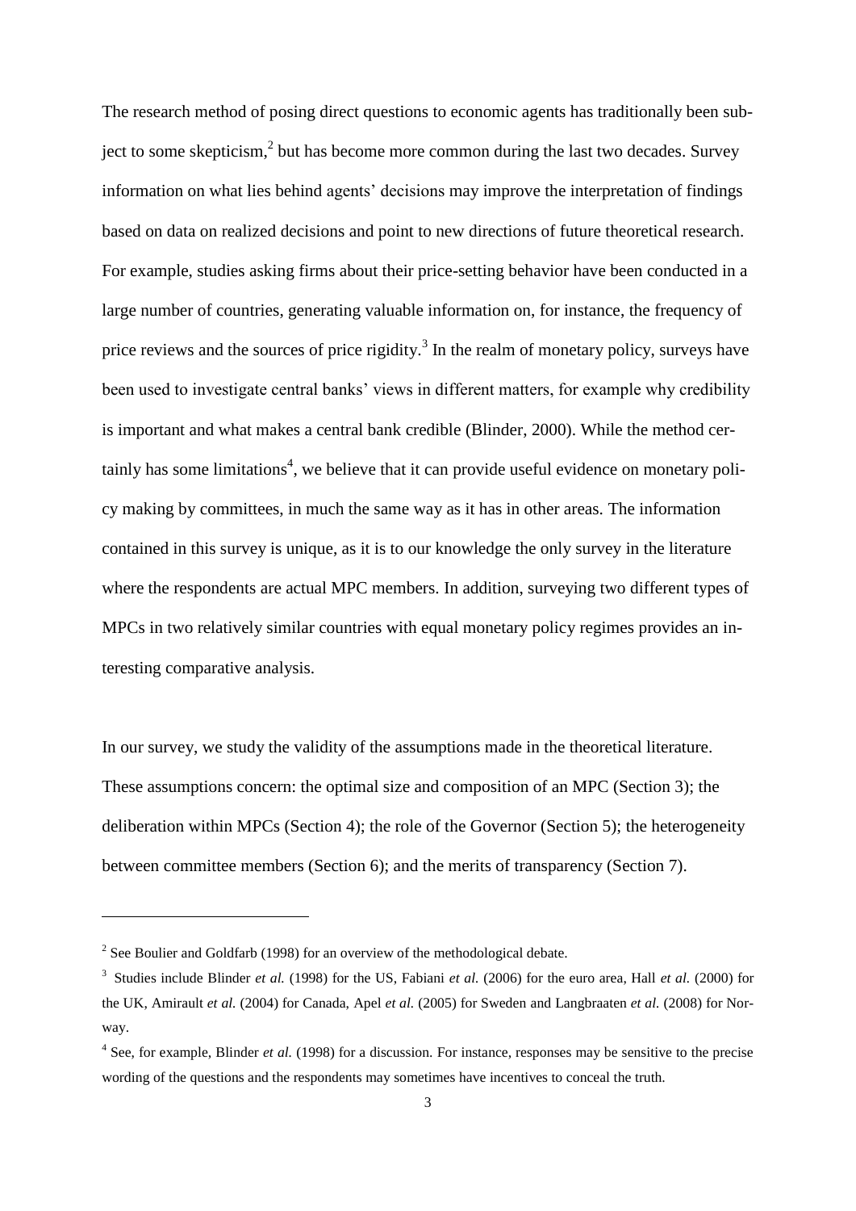The research method of posing direct questions to economic agents has traditionally been subject to some skepticism,[2] but has become more common during the last two decades. Survey information on what lies behind agents' decisions may improve the interpretation of findings based on data on realized decisions and point to new directions of future theoretical research. For example, studies asking firms about their price-setting behavior have been conducted in a large number of countries, generating valuable information on, for instance, the frequency of price reviews and the sources of price rigidity.[3] In the realm of monetary policy, surveys have been used to investigate central banks' views in different matters, for example why credibility is important and what makes a central bank credible (Blinder, 2000). While the method certainly has some limitations[4], we believe that it can provide useful evidence on monetary policy making by committees, in much the same way as it has in other areas. The information contained in this survey is unique, as it is to our knowledge the only survey in the literature where the respondents are actual MPC members. In addition, surveying two different types of MPCs in two relatively similar countries with equal monetary policy regimes provides an interesting comparative analysis.

In our survey, we study the validity of the assumptions made in the theoretical literature. These assumptions concern: the optimal size and composition of an MPC (Section 3); the deliberation within MPCs (Section 4); the role of the Governor (Section 5); the heterogeneity between committee members (Section 6); and the merits of transparency (Section 7).

---

[2] See Boulier and Goldfarb (1998) for an overview of the methodological debate.

[3] Studies include Blinder *et al.* (1998) for the US, Fabiani *et al.* (2006) for the euro area, Hall *et al.* (2000) for the UK, Amirault *et al.* (2004) for Canada, Apel *et al.* (2005) for Sweden and Langbraaten *et al.* (2008) for Norway.

[4] See, for example, Blinder *et al.* (1998) for a discussion. For instance, responses may be sensitive to the precise wording of the questions and the respondents may sometimes have incentives to conceal the truth.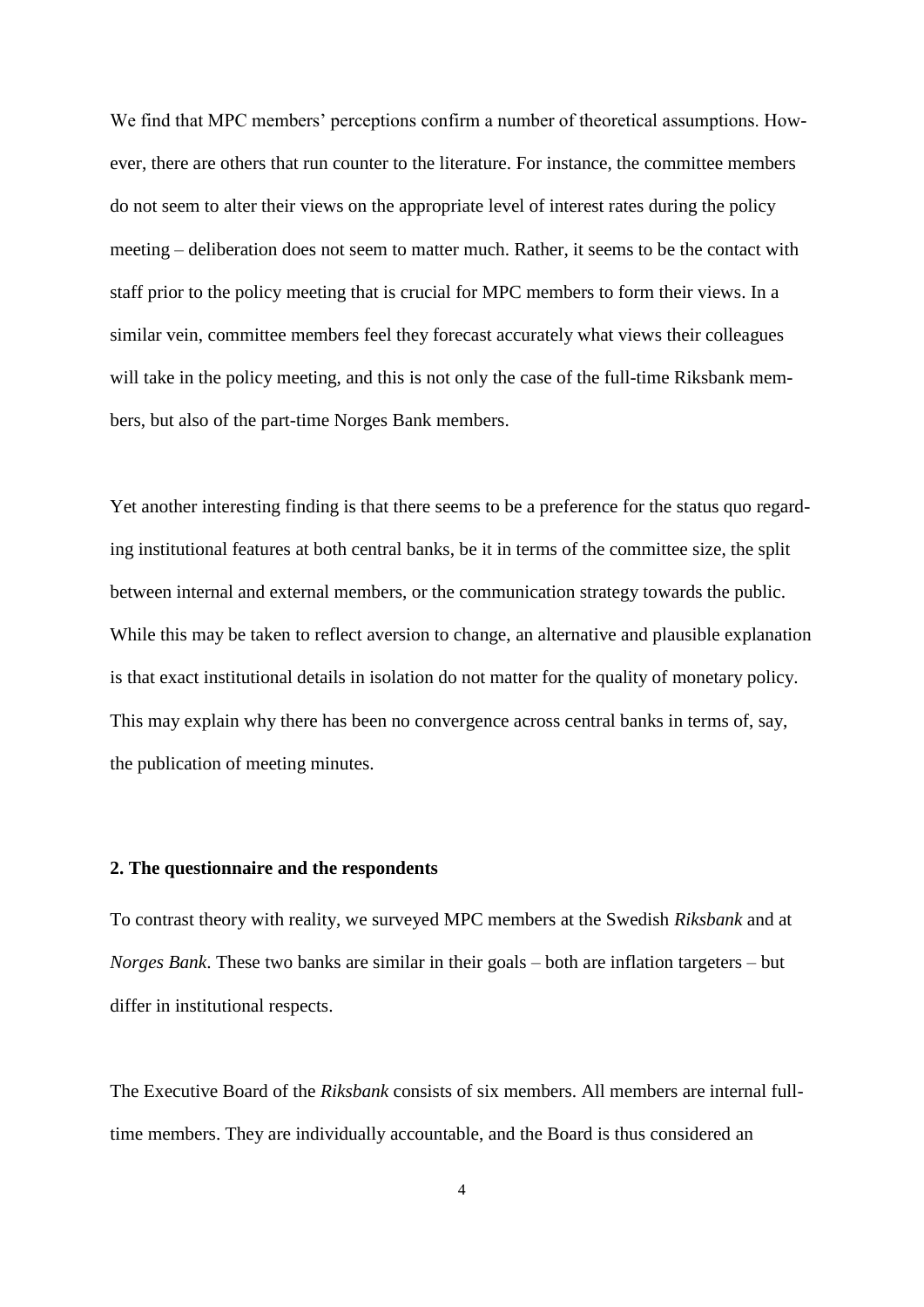We find that MPC members' perceptions confirm a number of theoretical assumptions. However, there are others that run counter to the literature. For instance, the committee members do not seem to alter their views on the appropriate level of interest rates during the policy meeting – deliberation does not seem to matter much. Rather, it seems to be the contact with staff prior to the policy meeting that is crucial for MPC members to form their views. In a similar vein, committee members feel they forecast accurately what views their colleagues will take in the policy meeting, and this is not only the case of the full-time Riksbank members, but also of the part-time Norges Bank members.

Yet another interesting finding is that there seems to be a preference for the status quo regarding institutional features at both central banks, be it in terms of the committee size, the split between internal and external members, or the communication strategy towards the public. While this may be taken to reflect aversion to change, an alternative and plausible explanation is that exact institutional details in isolation do not matter for the quality of monetary policy. This may explain why there has been no convergence across central banks in terms of, say, the publication of meeting minutes.

## 2. The questionnaire and the respondents

To contrast theory with reality, we surveyed MPC members at the Swedish *Riksbank* and at *Norges Bank*. These two banks are similar in their goals – both are inflation targeters – but differ in institutional respects.

The Executive Board of the *Riksbank* consists of six members. All members are internal full-time members. They are individually accountable, and the Board is thus considered an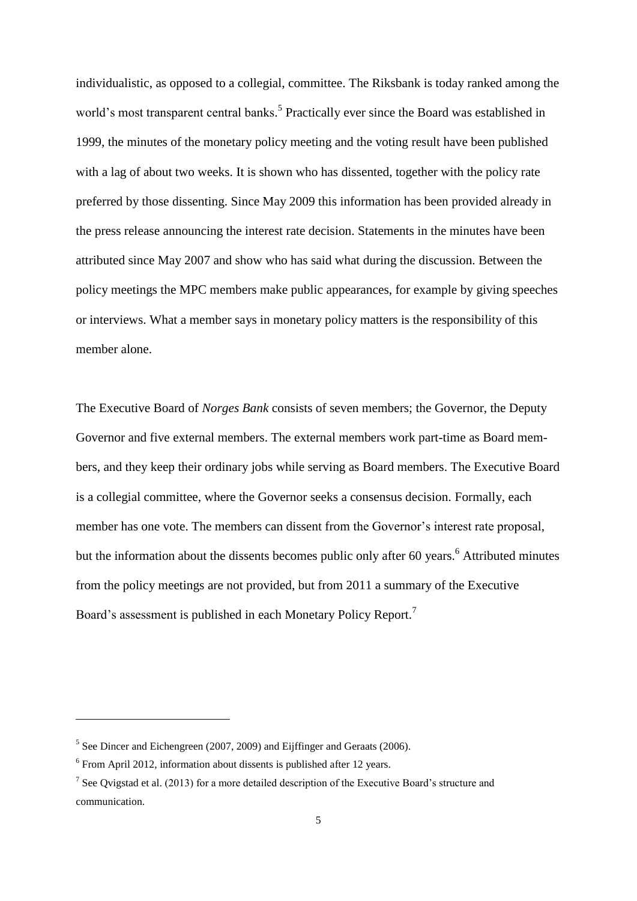individualistic, as opposed to a collegial, committee. The Riksbank is today ranked among the world's most transparent central banks.[5] Practically ever since the Board was established in 1999, the minutes of the monetary policy meeting and the voting result have been published with a lag of about two weeks. It is shown who has dissented, together with the policy rate preferred by those dissenting. Since May 2009 this information has been provided already in the press release announcing the interest rate decision. Statements in the minutes have been attributed since May 2007 and show who has said what during the discussion. Between the policy meetings the MPC members make public appearances, for example by giving speeches or interviews. What a member says in monetary policy matters is the responsibility of this member alone.

The Executive Board of *Norges Bank* consists of seven members; the Governor, the Deputy Governor and five external members. The external members work part-time as Board members, and they keep their ordinary jobs while serving as Board members. The Executive Board is a collegial committee, where the Governor seeks a consensus decision. Formally, each member has one vote. The members can dissent from the Governor's interest rate proposal, but the information about the dissents becomes public only after 60 years.[6] Attributed minutes from the policy meetings are not provided, but from 2011 a summary of the Executive Board's assessment is published in each Monetary Policy Report.[7]

---

[5] See Dincer and Eichengreen (2007, 2009) and Eijffinger and Geraats (2006).

[6] From April 2012, information about dissents is published after 12 years.

[7] See Qvigstad et al. (2013) for a more detailed description of the Executive Board's structure and communication.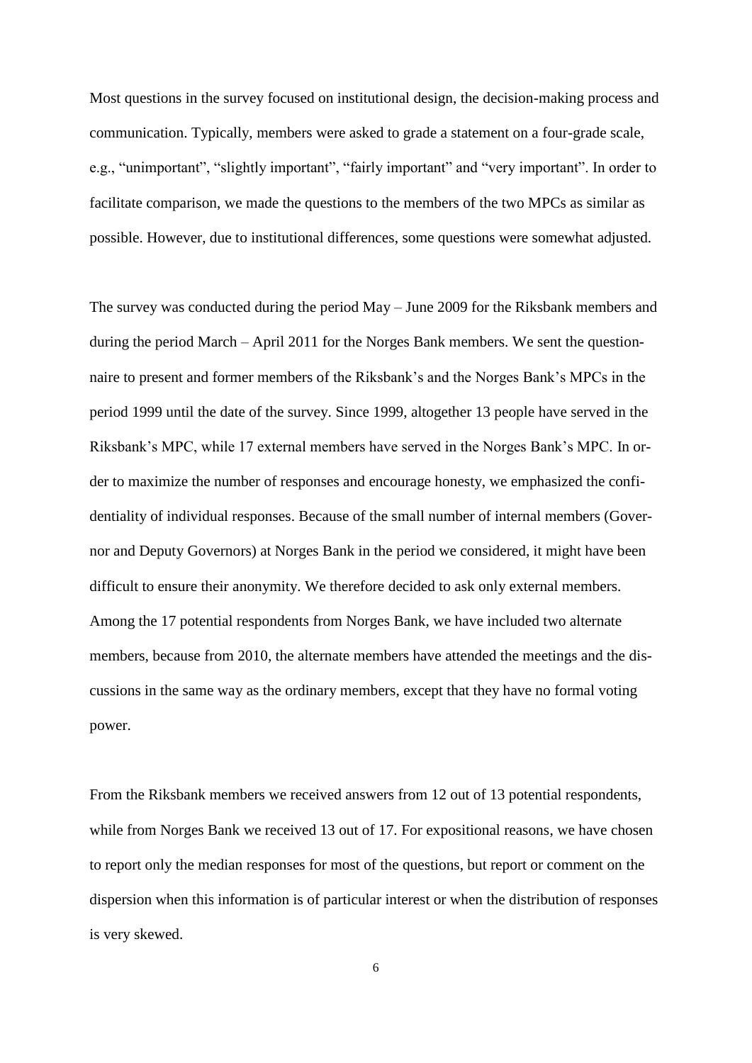Most questions in the survey focused on institutional design, the decision-making process and communication. Typically, members were asked to grade a statement on a four-grade scale, e.g., "unimportant", "slightly important", "fairly important" and "very important". In order to facilitate comparison, we made the questions to the members of the two MPCs as similar as possible. However, due to institutional differences, some questions were somewhat adjusted.

The survey was conducted during the period May – June 2009 for the Riksbank members and during the period March – April 2011 for the Norges Bank members. We sent the questionnaire to present and former members of the Riksbank's and the Norges Bank's MPCs in the period 1999 until the date of the survey. Since 1999, altogether 13 people have served in the Riksbank's MPC, while 17 external members have served in the Norges Bank's MPC. In order to maximize the number of responses and encourage honesty, we emphasized the confidentiality of individual responses. Because of the small number of internal members (Governor and Deputy Governors) at Norges Bank in the period we considered, it might have been difficult to ensure their anonymity. We therefore decided to ask only external members. Among the 17 potential respondents from Norges Bank, we have included two alternate members, because from 2010, the alternate members have attended the meetings and the discussions in the same way as the ordinary members, except that they have no formal voting power.

From the Riksbank members we received answers from 12 out of 13 potential respondents, while from Norges Bank we received 13 out of 17. For expositional reasons, we have chosen to report only the median responses for most of the questions, but report or comment on the dispersion when this information is of particular interest or when the distribution of responses is very skewed.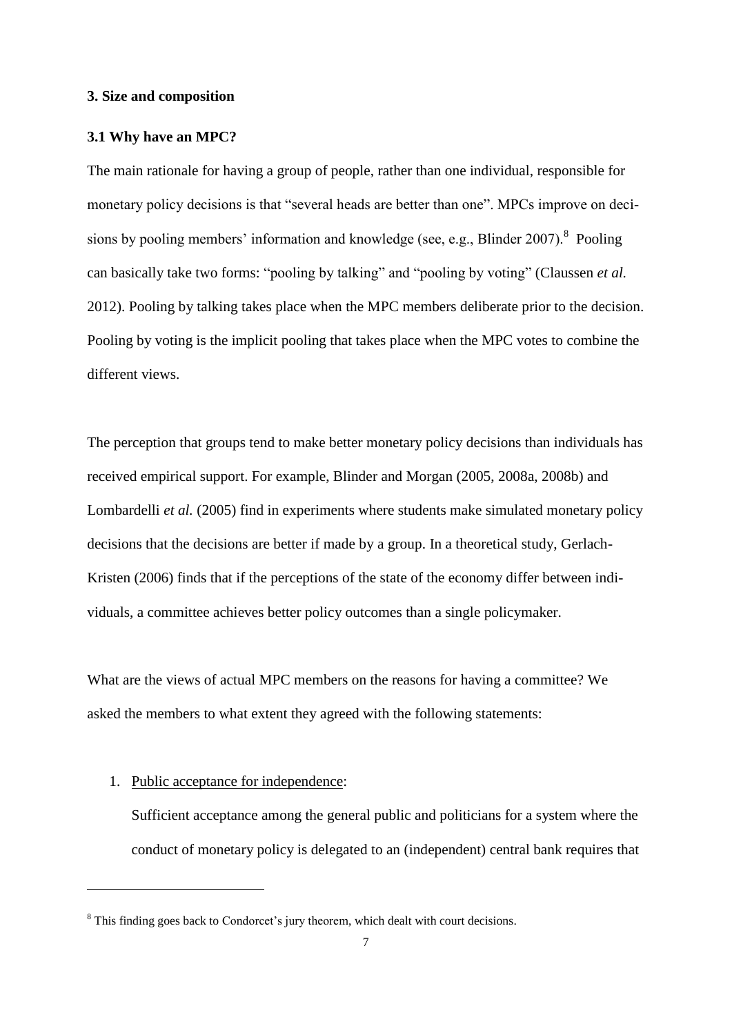### 3. Size and composition

### 3.1 Why have an MPC?

The main rationale for having a group of people, rather than one individual, responsible for monetary policy decisions is that "several heads are better than one". MPCs improve on decisions by pooling members' information and knowledge (see, e.g., Blinder 2007).[8] Pooling can basically take two forms: "pooling by talking" and "pooling by voting" (Claussen *et al.* 2012). Pooling by talking takes place when the MPC members deliberate prior to the decision. Pooling by voting is the implicit pooling that takes place when the MPC votes to combine the different views.

The perception that groups tend to make better monetary policy decisions than individuals has received empirical support. For example, Blinder and Morgan (2005, 2008a, 2008b) and Lombardelli *et al.* (2005) find in experiments where students make simulated monetary policy decisions that the decisions are better if made by a group. In a theoretical study, Gerlach-Kristen (2006) finds that if the perceptions of the state of the economy differ between individuals, a committee achieves better policy outcomes than a single policymaker.

What are the views of actual MPC members on the reasons for having a committee? We asked the members to what extent they agreed with the following statements:

1. Public acceptance for independence:

   Sufficient acceptance among the general public and politicians for a system where the conduct of monetary policy is delegated to an (independent) central bank requires that

[8] This finding goes back to Condorcet's jury theorem, which dealt with court decisions.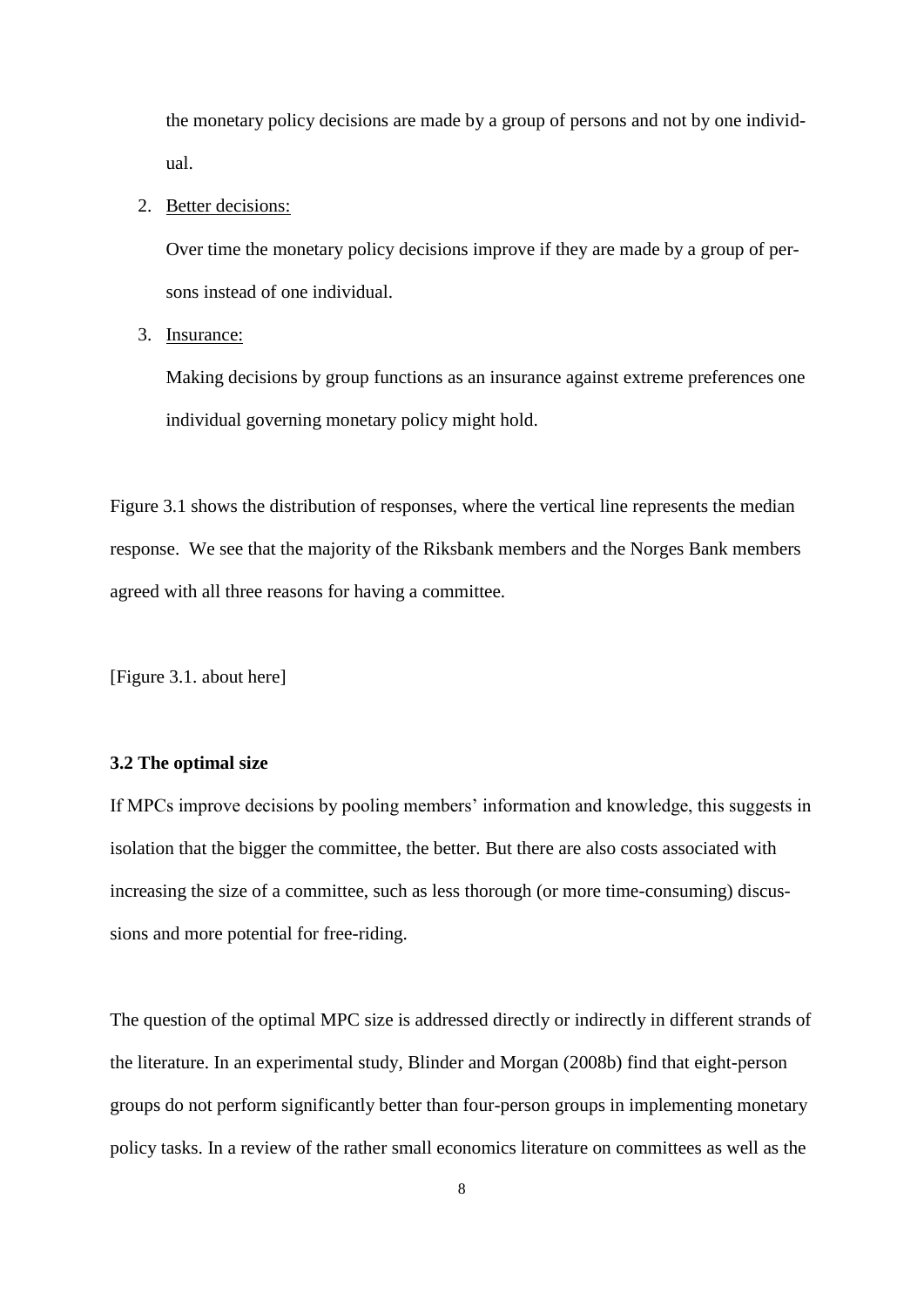the monetary policy decisions are made by a group of persons and not by one individual.

2. Better decisions:

   Over time the monetary policy decisions improve if they are made by a group of persons instead of one individual.

3. Insurance:

   Making decisions by group functions as an insurance against extreme preferences one individual governing monetary policy might hold.

Figure 3.1 shows the distribution of responses, where the vertical line represents the median response. We see that the majority of the Riksbank members and the Norges Bank members agreed with all three reasons for having a committee.

[Figure 3.1. about here]

### 3.2 The optimal size

If MPCs improve decisions by pooling members' information and knowledge, this suggests in isolation that the bigger the committee, the better. But there are also costs associated with increasing the size of a committee, such as less thorough (or more time-consuming) discussions and more potential for free-riding.

The question of the optimal MPC size is addressed directly or indirectly in different strands of the literature. In an experimental study, Blinder and Morgan (2008b) find that eight-person groups do not perform significantly better than four-person groups in implementing monetary policy tasks. In a review of the rather small economics literature on committees as well as the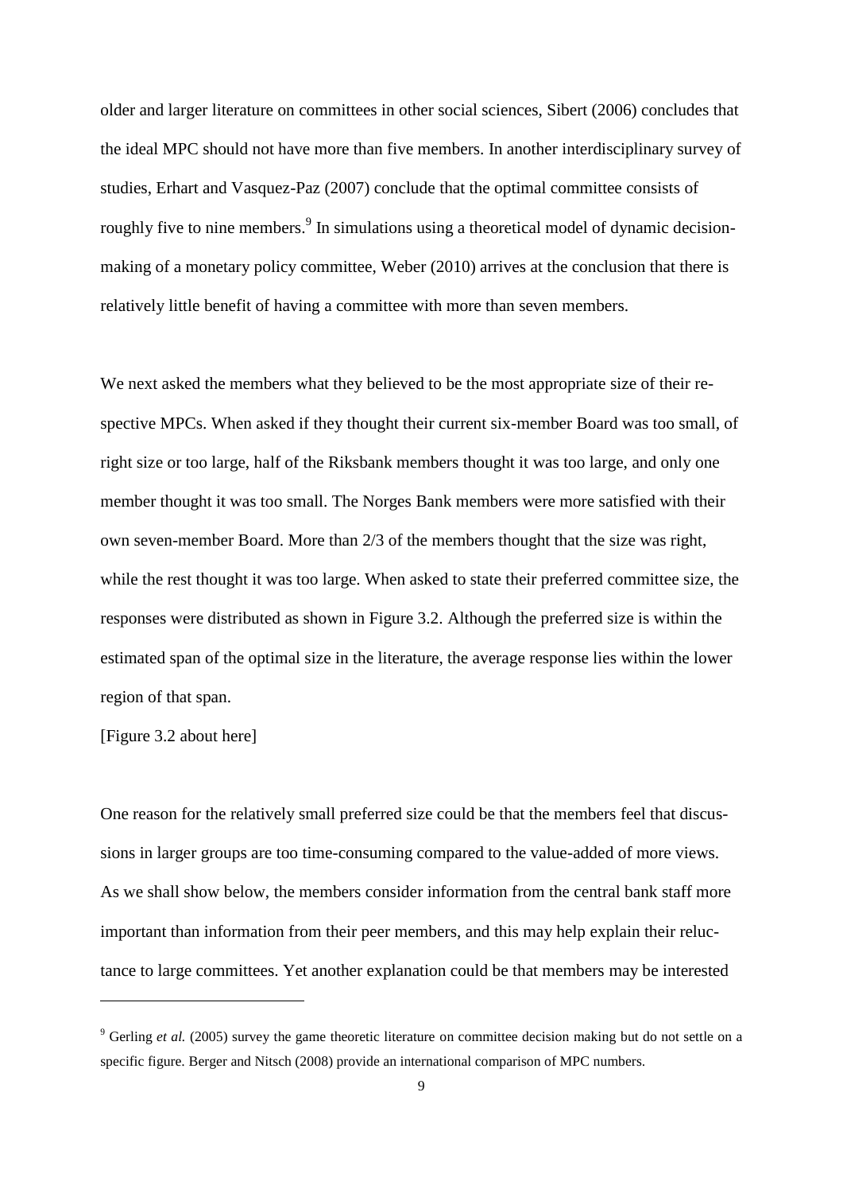older and larger literature on committees in other social sciences, Sibert (2006) concludes that the ideal MPC should not have more than five members. In another interdisciplinary survey of studies, Erhart and Vasquez-Paz (2007) conclude that the optimal committee consists of roughly five to nine members.[9] In simulations using a theoretical model of dynamic decision-making of a monetary policy committee, Weber (2010) arrives at the conclusion that there is relatively little benefit of having a committee with more than seven members.

We next asked the members what they believed to be the most appropriate size of their respective MPCs. When asked if they thought their current six-member Board was too small, of right size or too large, half of the Riksbank members thought it was too large, and only one member thought it was too small. The Norges Bank members were more satisfied with their own seven-member Board. More than 2/3 of the members thought that the size was right, while the rest thought it was too large. When asked to state their preferred committee size, the responses were distributed as shown in Figure 3.2. Although the preferred size is within the estimated span of the optimal size in the literature, the average response lies within the lower region of that span.

[Figure 3.2 about here]

One reason for the relatively small preferred size could be that the members feel that discussions in larger groups are too time-consuming compared to the value-added of more views. As we shall show below, the members consider information from the central bank staff more important than information from their peer members, and this may help explain their reluctance to large committees. Yet another explanation could be that members may be interested

[9] Gerling *et al.* (2005) survey the game theoretic literature on committee decision making but do not settle on a specific figure. Berger and Nitsch (2008) provide an international comparison of MPC numbers.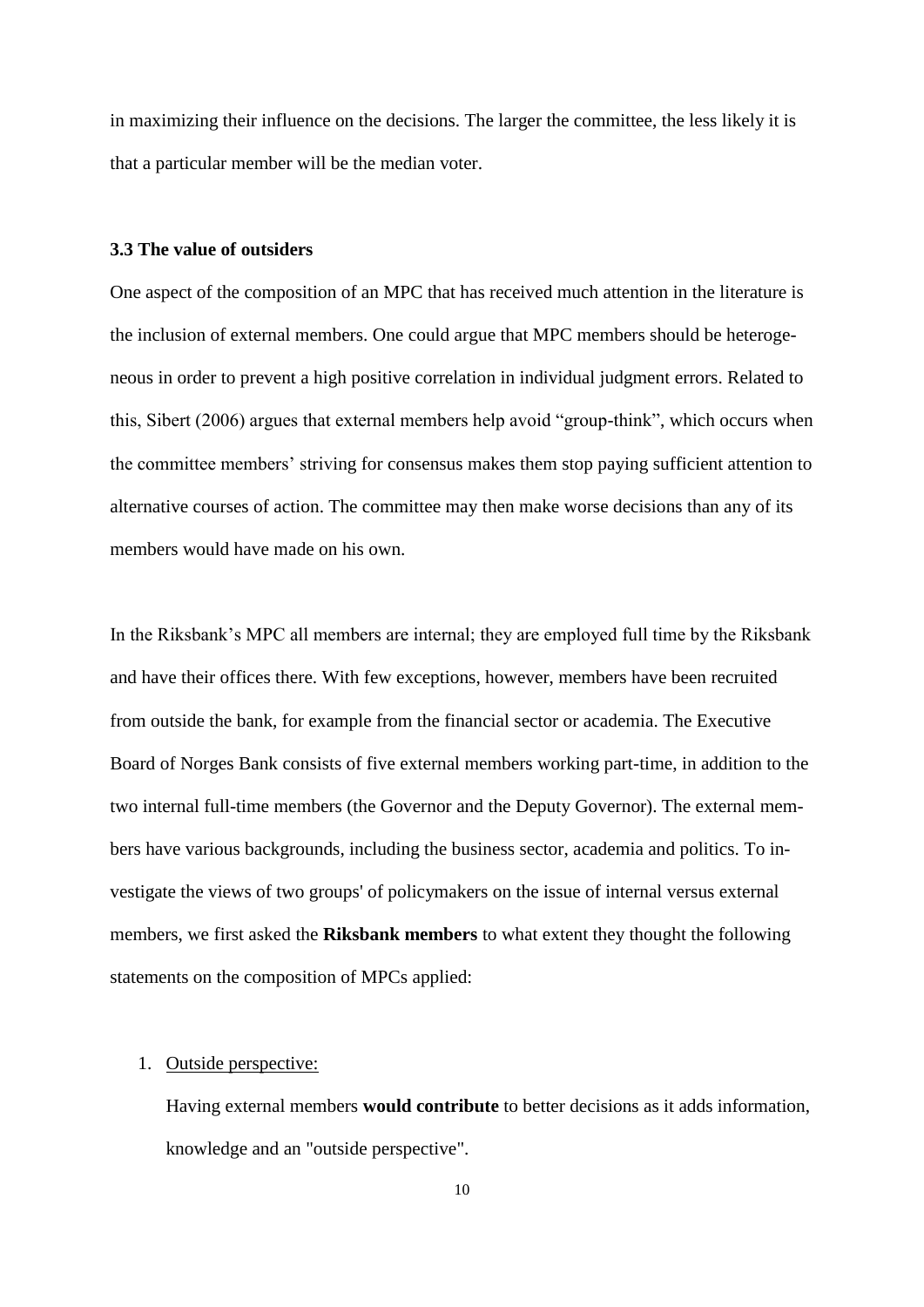in maximizing their influence on the decisions. The larger the committee, the less likely it is that a particular member will be the median voter.

### 3.3 The value of outsiders

One aspect of the composition of an MPC that has received much attention in the literature is the inclusion of external members. One could argue that MPC members should be heterogeneous in order to prevent a high positive correlation in individual judgment errors. Related to this, Sibert (2006) argues that external members help avoid "group-think", which occurs when the committee members' striving for consensus makes them stop paying sufficient attention to alternative courses of action. The committee may then make worse decisions than any of its members would have made on his own.

In the Riksbank's MPC all members are internal; they are employed full time by the Riksbank and have their offices there. With few exceptions, however, members have been recruited from outside the bank, for example from the financial sector or academia. The Executive Board of Norges Bank consists of five external members working part-time, in addition to the two internal full-time members (the Governor and the Deputy Governor). The external members have various backgrounds, including the business sector, academia and politics. To investigate the views of two groups' of policymakers on the issue of internal versus external members, we first asked the **Riksbank members** to what extent they thought the following statements on the composition of MPCs applied:

1. Outside perspective:

   Having external members **would contribute** to better decisions as it adds information, knowledge and an "outside perspective".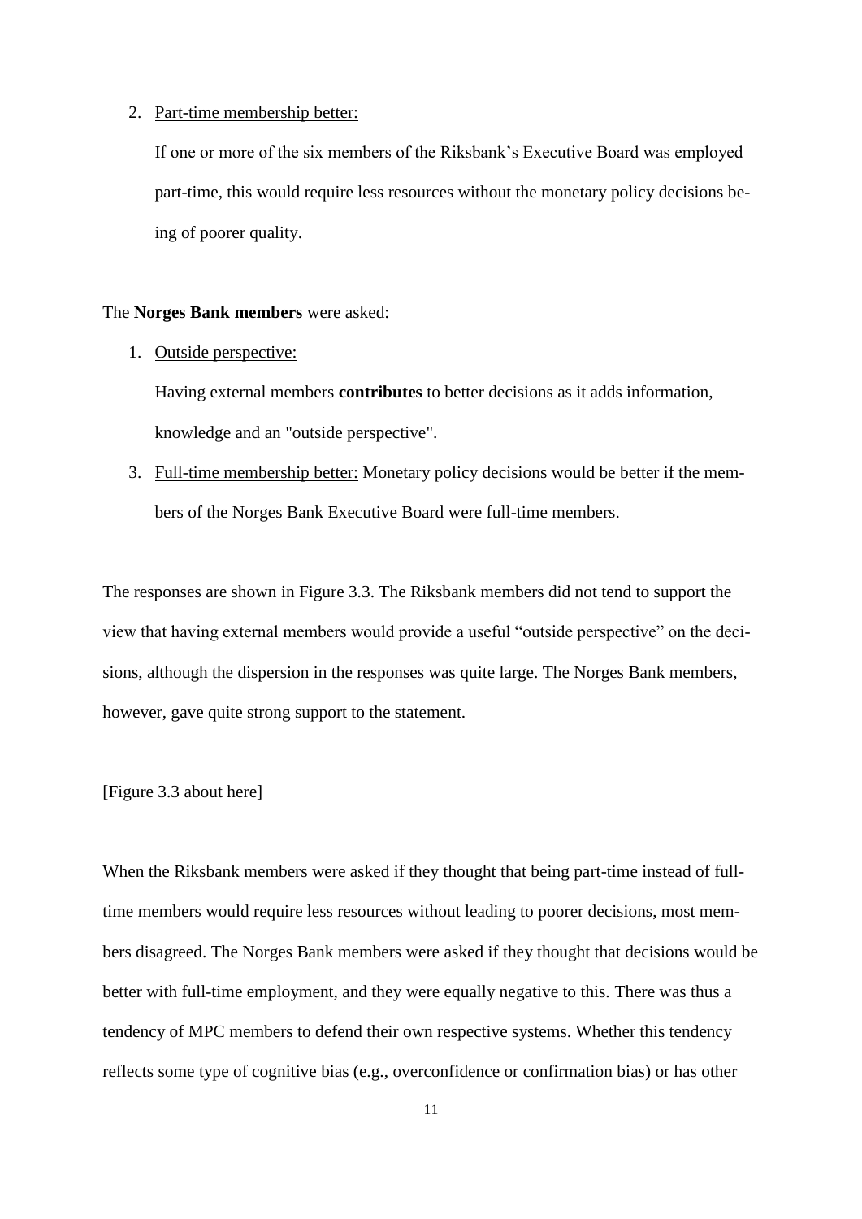2. <u>Part-time membership better:</u>

   If one or more of the six members of the Riksbank's Executive Board was employed part-time, this would require less resources without the monetary policy decisions being of poorer quality.

The **Norges Bank members** were asked:

1. <u>Outside perspective:</u>

   Having external members **contributes** to better decisions as it adds information, knowledge and an "outside perspective".

3. <u>Full-time membership better:</u> Monetary policy decisions would be better if the members of the Norges Bank Executive Board were full-time members.

The responses are shown in Figure 3.3. The Riksbank members did not tend to support the view that having external members would provide a useful "outside perspective" on the decisions, although the dispersion in the responses was quite large. The Norges Bank members, however, gave quite strong support to the statement.

[Figure 3.3 about here]

When the Riksbank members were asked if they thought that being part-time instead of full-time members would require less resources without leading to poorer decisions, most members disagreed. The Norges Bank members were asked if they thought that decisions would be better with full-time employment, and they were equally negative to this. There was thus a tendency of MPC members to defend their own respective systems. Whether this tendency reflects some type of cognitive bias (e.g., overconfidence or confirmation bias) or has other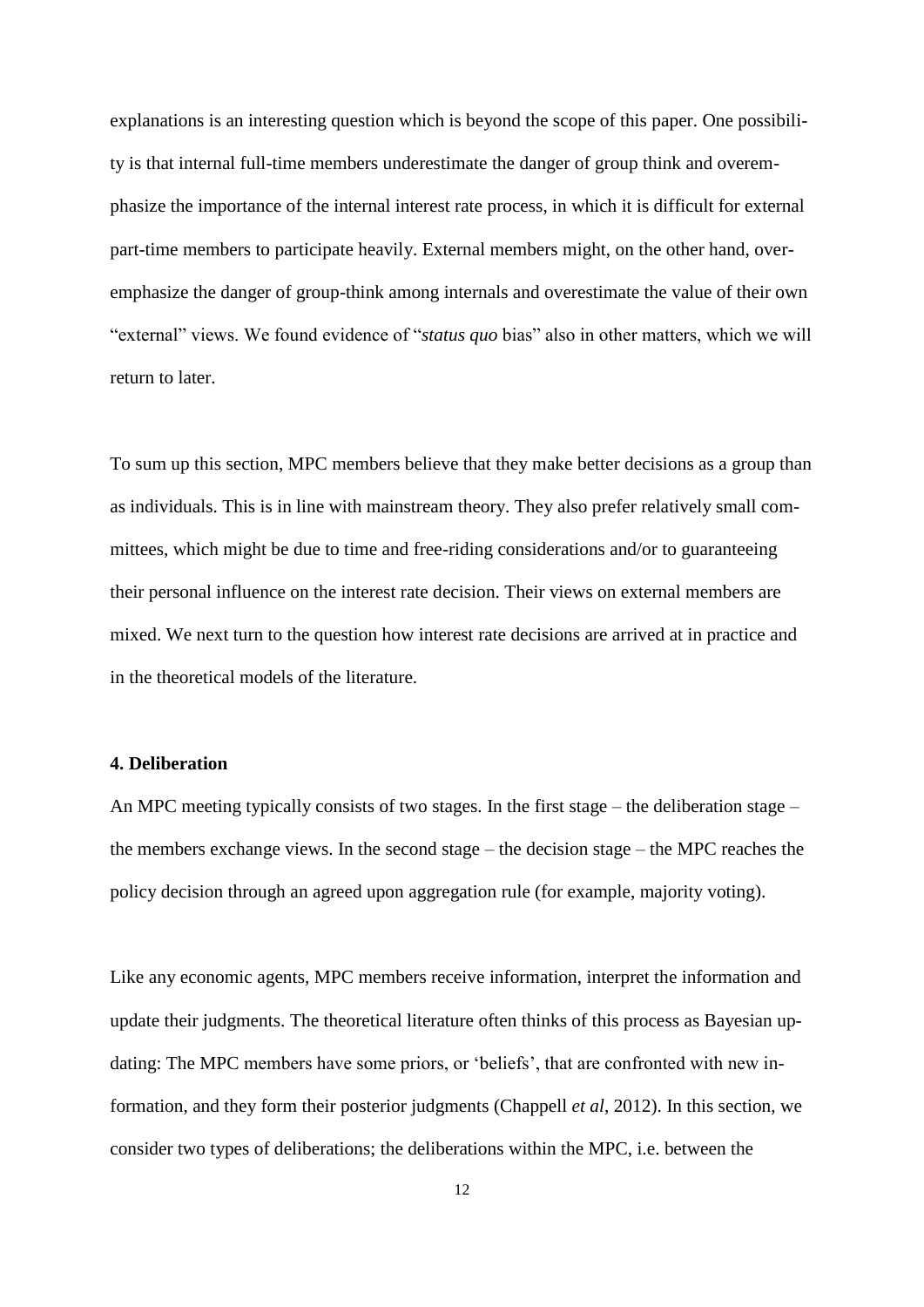explanations is an interesting question which is beyond the scope of this paper. One possibility is that internal full-time members underestimate the danger of group think and overemphasize the importance of the internal interest rate process, in which it is difficult for external part-time members to participate heavily. External members might, on the other hand, overemphasize the danger of group-think among internals and overestimate the value of their own "external" views. We found evidence of "*status quo* bias" also in other matters, which we will return to later.

To sum up this section, MPC members believe that they make better decisions as a group than as individuals. This is in line with mainstream theory. They also prefer relatively small committees, which might be due to time and free-riding considerations and/or to guaranteeing their personal influence on the interest rate decision. Their views on external members are mixed. We next turn to the question how interest rate decisions are arrived at in practice and in the theoretical models of the literature.

## 4. Deliberation

An MPC meeting typically consists of two stages. In the first stage – the deliberation stage – the members exchange views. In the second stage – the decision stage – the MPC reaches the policy decision through an agreed upon aggregation rule (for example, majority voting).

Like any economic agents, MPC members receive information, interpret the information and update their judgments. The theoretical literature often thinks of this process as Bayesian updating: The MPC members have some priors, or 'beliefs', that are confronted with new information, and they form their posterior judgments (Chappell *et al*, 2012). In this section, we consider two types of deliberations; the deliberations within the MPC, i.e. between the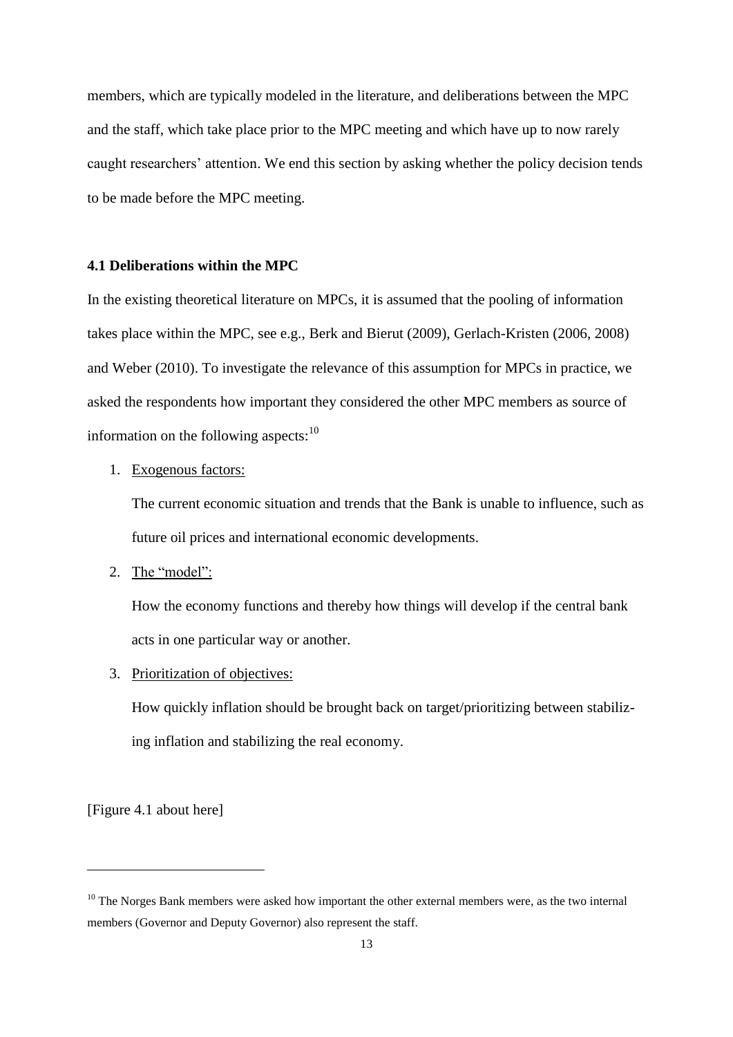members, which are typically modeled in the literature, and deliberations between the MPC and the staff, which take place prior to the MPC meeting and which have up to now rarely caught researchers' attention. We end this section by asking whether the policy decision tends to be made before the MPC meeting.

### 4.1 Deliberations within the MPC

In the existing theoretical literature on MPCs, it is assumed that the pooling of information takes place within the MPC, see e.g., Berk and Bierut (2009), Gerlach-Kristen (2006, 2008) and Weber (2010). To investigate the relevance of this assumption for MPCs in practice, we asked the respondents how important they considered the other MPC members as source of information on the following aspects:[10]

1. Exogenous factors:

   The current economic situation and trends that the Bank is unable to influence, such as future oil prices and international economic developments.

2. The "model":

   How the economy functions and thereby how things will develop if the central bank acts in one particular way or another.

3. Prioritization of objectives:

   How quickly inflation should be brought back on target/prioritizing between stabilizing inflation and stabilizing the real economy.

[Figure 4.1 about here]

[10] The Norges Bank members were asked how important the other external members were, as the two internal members (Governor and Deputy Governor) also represent the staff.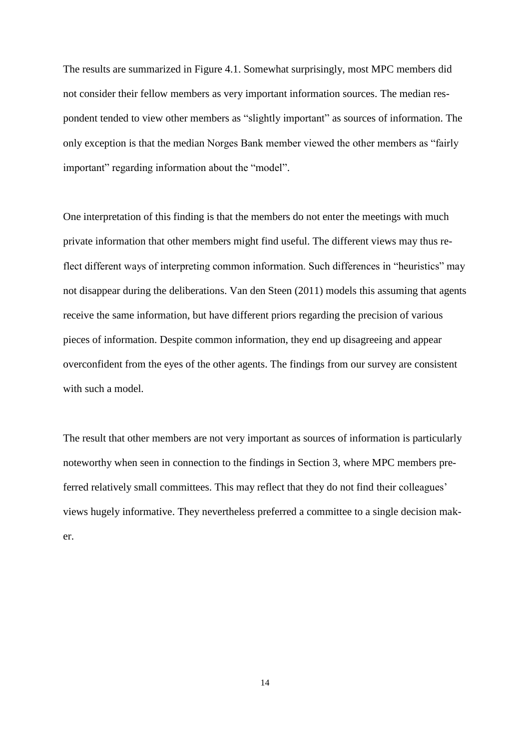The results are summarized in Figure 4.1. Somewhat surprisingly, most MPC members did not consider their fellow members as very important information sources. The median respondent tended to view other members as "slightly important" as sources of information. The only exception is that the median Norges Bank member viewed the other members as "fairly important" regarding information about the "model".

One interpretation of this finding is that the members do not enter the meetings with much private information that other members might find useful. The different views may thus reflect different ways of interpreting common information. Such differences in "heuristics" may not disappear during the deliberations. Van den Steen (2011) models this assuming that agents receive the same information, but have different priors regarding the precision of various pieces of information. Despite common information, they end up disagreeing and appear overconfident from the eyes of the other agents. The findings from our survey are consistent with such a model.

The result that other members are not very important as sources of information is particularly noteworthy when seen in connection to the findings in Section 3, where MPC members preferred relatively small committees. This may reflect that they do not find their colleagues' views hugely informative. They nevertheless preferred a committee to a single decision maker.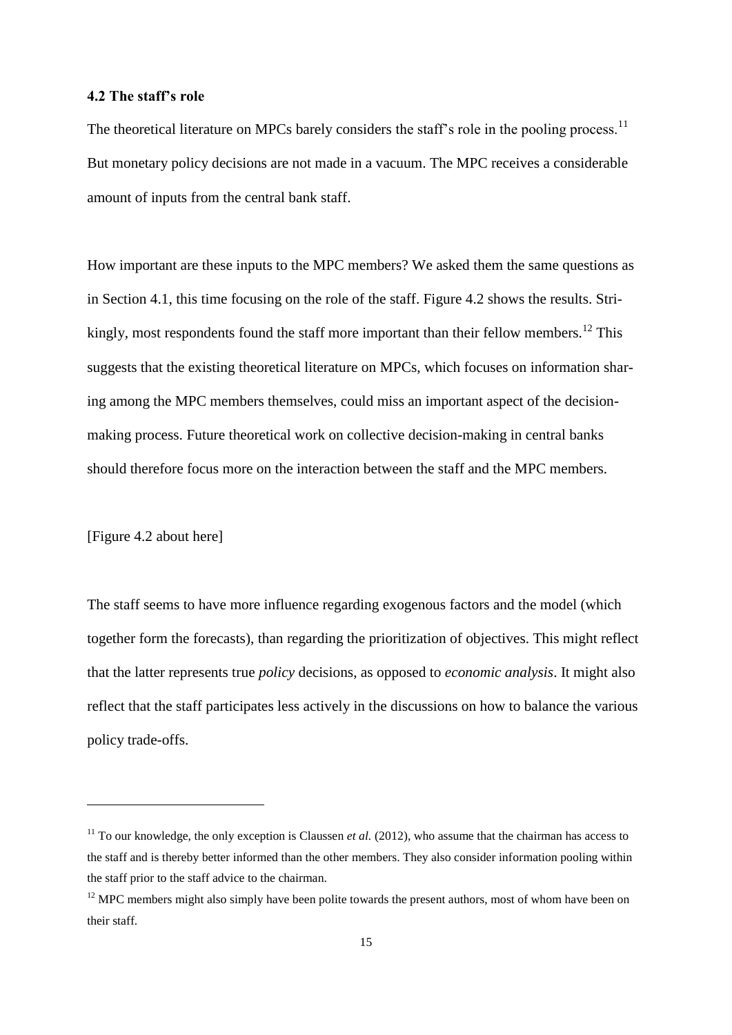### 4.2 The staff's role

The theoretical literature on MPCs barely considers the staff's role in the pooling process.[11] But monetary policy decisions are not made in a vacuum. The MPC receives a considerable amount of inputs from the central bank staff.

How important are these inputs to the MPC members? We asked them the same questions as in Section 4.1, this time focusing on the role of the staff. Figure 4.2 shows the results. Strikingly, most respondents found the staff more important than their fellow members.[12] This suggests that the existing theoretical literature on MPCs, which focuses on information sharing among the MPC members themselves, could miss an important aspect of the decision-making process. Future theoretical work on collective decision-making in central banks should therefore focus more on the interaction between the staff and the MPC members.

[Figure 4.2 about here]

The staff seems to have more influence regarding exogenous factors and the model (which together form the forecasts), than regarding the prioritization of objectives. This might reflect that the latter represents true *policy* decisions, as opposed to *economic analysis*. It might also reflect that the staff participates less actively in the discussions on how to balance the various policy trade-offs.

---

[11] To our knowledge, the only exception is Claussen *et al.* (2012), who assume that the chairman has access to the staff and is thereby better informed than the other members. They also consider information pooling within the staff prior to the staff advice to the chairman.

[12] MPC members might also simply have been polite towards the present authors, most of whom have been on their staff.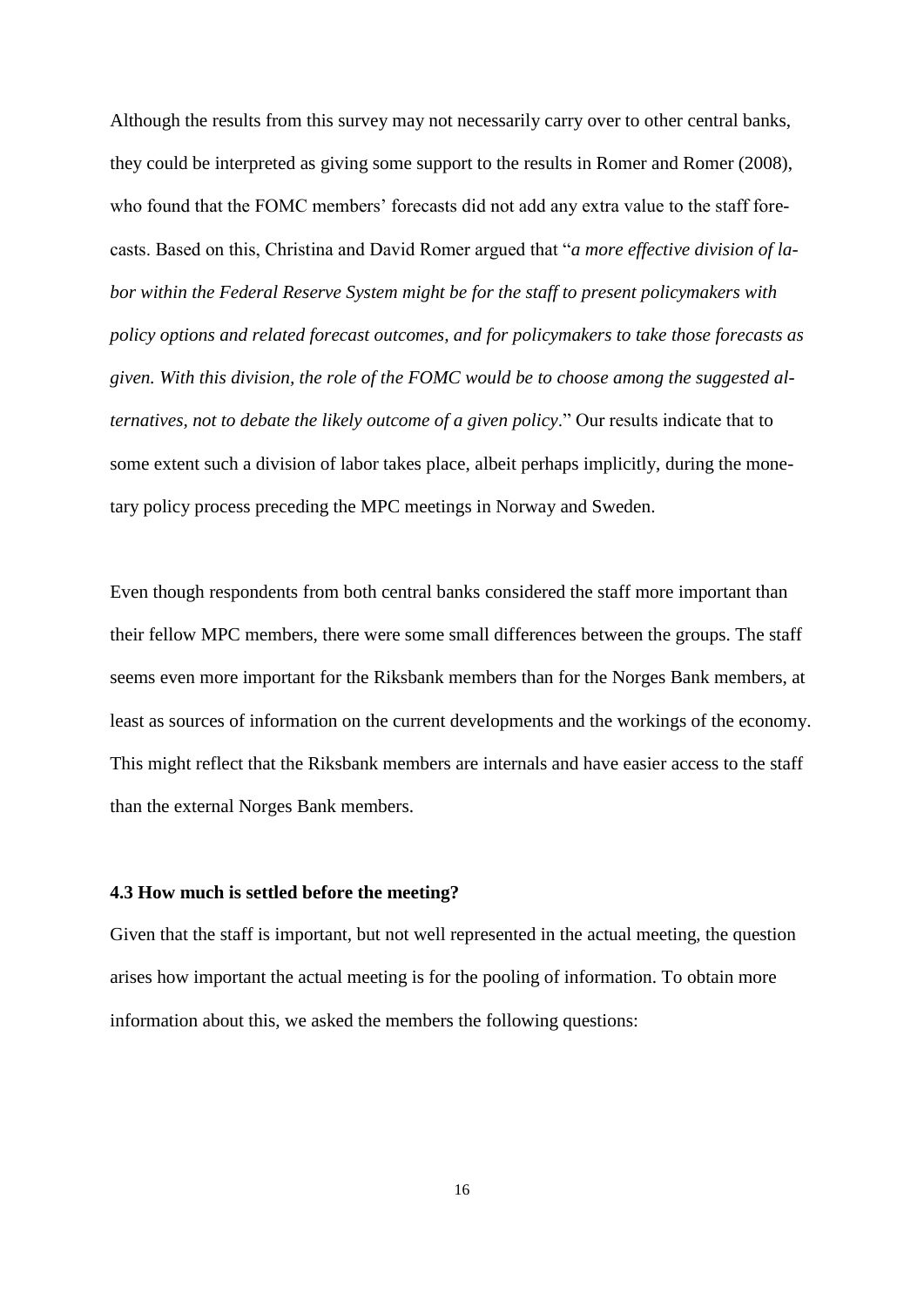Although the results from this survey may not necessarily carry over to other central banks, they could be interpreted as giving some support to the results in Romer and Romer (2008), who found that the FOMC members' forecasts did not add any extra value to the staff forecasts. Based on this, Christina and David Romer argued that "*a more effective division of labor within the Federal Reserve System might be for the staff to present policymakers with policy options and related forecast outcomes, and for policymakers to take those forecasts as given. With this division, the role of the FOMC would be to choose among the suggested alternatives, not to debate the likely outcome of a given policy*." Our results indicate that to some extent such a division of labor takes place, albeit perhaps implicitly, during the monetary policy process preceding the MPC meetings in Norway and Sweden.

Even though respondents from both central banks considered the staff more important than their fellow MPC members, there were some small differences between the groups. The staff seems even more important for the Riksbank members than for the Norges Bank members, at least as sources of information on the current developments and the workings of the economy. This might reflect that the Riksbank members are internals and have easier access to the staff than the external Norges Bank members.

### 4.3 How much is settled before the meeting?

Given that the staff is important, but not well represented in the actual meeting, the question arises how important the actual meeting is for the pooling of information. To obtain more information about this, we asked the members the following questions: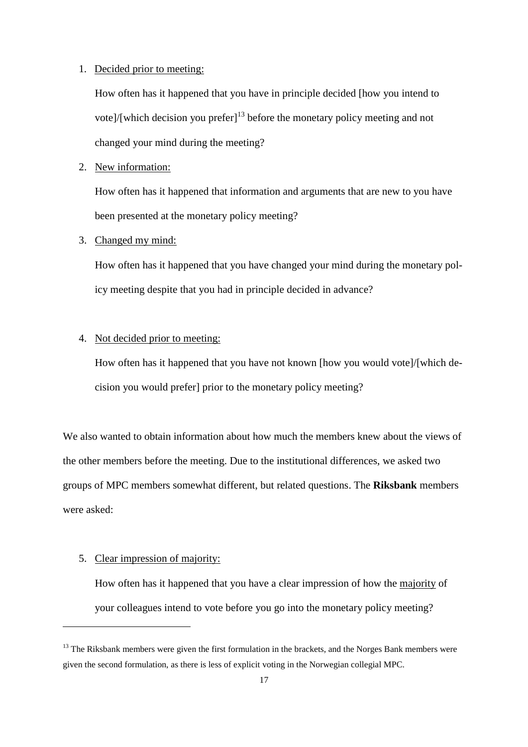1. Decided prior to meeting:

   How often has it happened that you have in principle decided [how you intend to vote]/[which decision you prefer][13] before the monetary policy meeting and not changed your mind during the meeting?

2. New information:

   How often has it happened that information and arguments that are new to you have been presented at the monetary policy meeting?

3. Changed my mind:

   How often has it happened that you have changed your mind during the monetary policy meeting despite that you had in principle decided in advance?

4. Not decided prior to meeting:

   How often has it happened that you have not known [how you would vote]/[which decision you would prefer] prior to the monetary policy meeting?

We also wanted to obtain information about how much the members knew about the views of the other members before the meeting. Due to the institutional differences, we asked two groups of MPC members somewhat different, but related questions. The **Riksbank** members were asked:

5. Clear impression of majority:

   How often has it happened that you have a clear impression of how the majority of your colleagues intend to vote before you go into the monetary policy meeting?

---

[13] The Riksbank members were given the first formulation in the brackets, and the Norges Bank members were given the second formulation, as there is less of explicit voting in the Norwegian collegial MPC.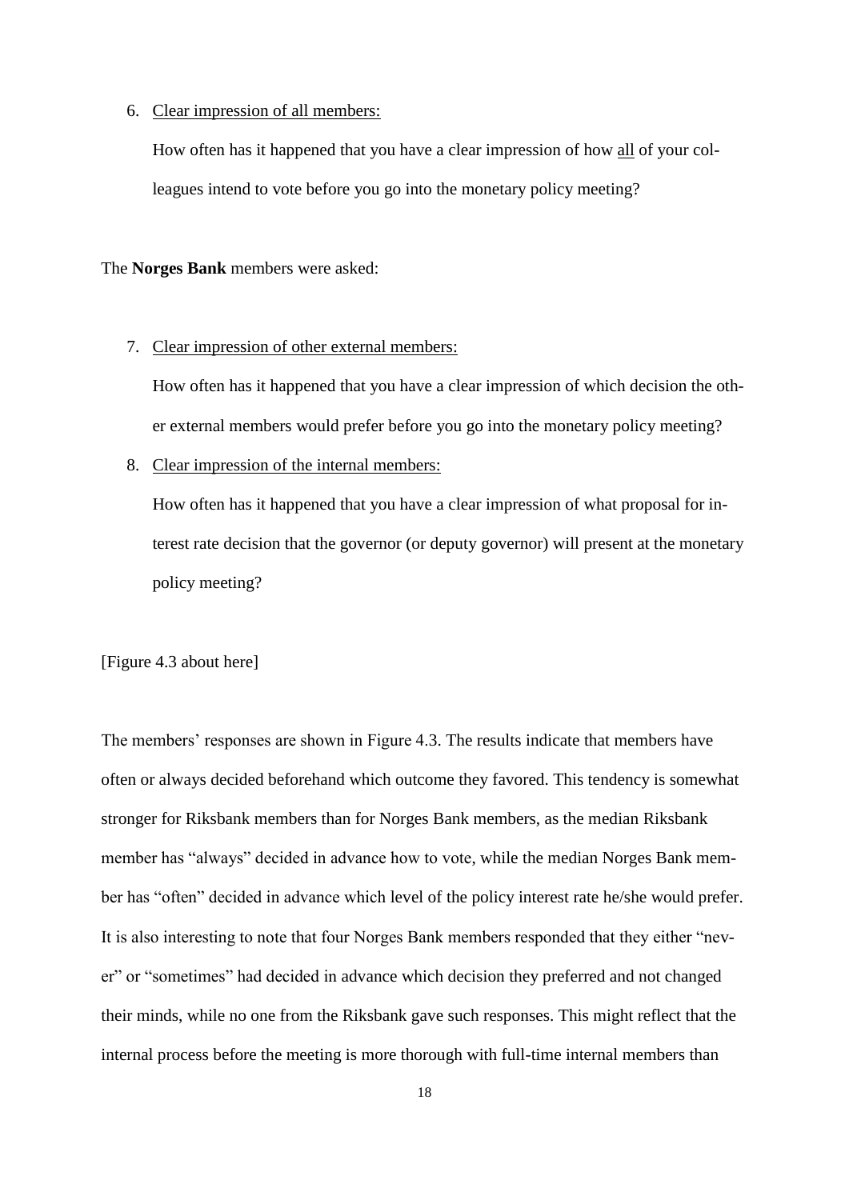6. Clear impression of all members:

   How often has it happened that you have a clear impression of how all of your colleagues intend to vote before you go into the monetary policy meeting?

The **Norges Bank** members were asked:

7. Clear impression of other external members:

   How often has it happened that you have a clear impression of which decision the other external members would prefer before you go into the monetary policy meeting?

8. Clear impression of the internal members:

   How often has it happened that you have a clear impression of what proposal for interest rate decision that the governor (or deputy governor) will present at the monetary policy meeting?

[Figure 4.3 about here]

The members' responses are shown in Figure 4.3. The results indicate that members have often or always decided beforehand which outcome they favored. This tendency is somewhat stronger for Riksbank members than for Norges Bank members, as the median Riksbank member has "always" decided in advance how to vote, while the median Norges Bank member has "often" decided in advance which level of the policy interest rate he/she would prefer. It is also interesting to note that four Norges Bank members responded that they either "never" or "sometimes" had decided in advance which decision they preferred and not changed their minds, while no one from the Riksbank gave such responses. This might reflect that the internal process before the meeting is more thorough with full-time internal members than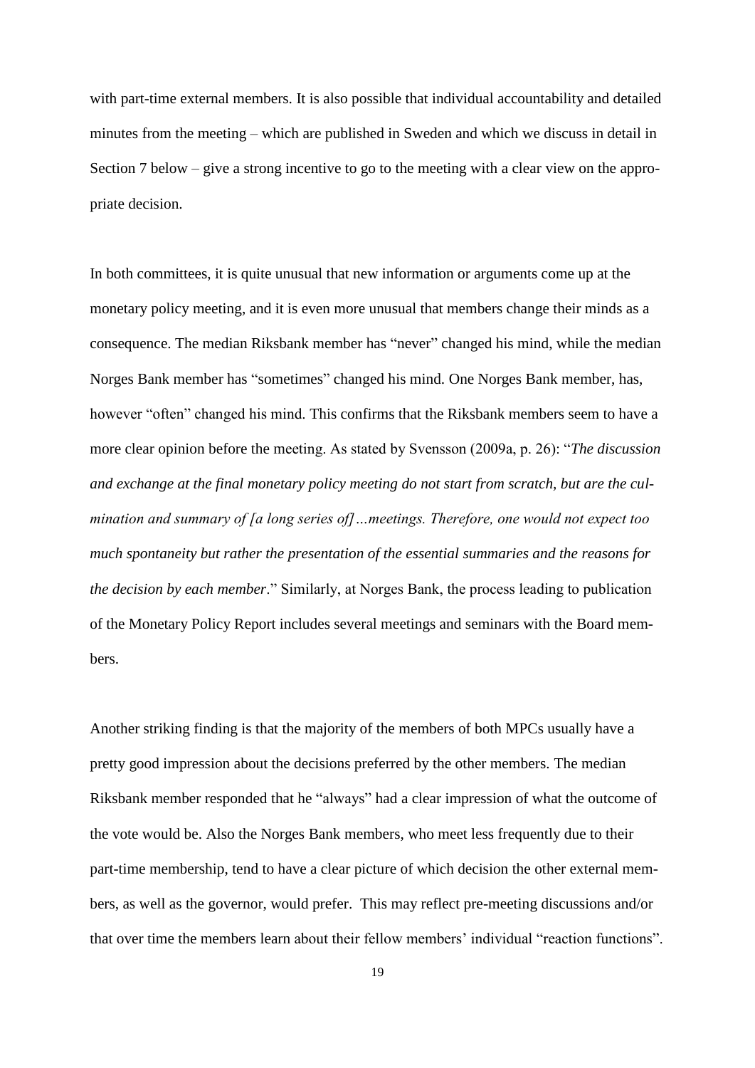with part-time external members. It is also possible that individual accountability and detailed minutes from the meeting – which are published in Sweden and which we discuss in detail in Section 7 below – give a strong incentive to go to the meeting with a clear view on the appropriate decision.

In both committees, it is quite unusual that new information or arguments come up at the monetary policy meeting, and it is even more unusual that members change their minds as a consequence. The median Riksbank member has "never" changed his mind, while the median Norges Bank member has "sometimes" changed his mind. One Norges Bank member, has, however "often" changed his mind. This confirms that the Riksbank members seem to have a more clear opinion before the meeting. As stated by Svensson (2009a, p. 26): "*The discussion and exchange at the final monetary policy meeting do not start from scratch, but are the culmination and summary of [a long series of]…meetings. Therefore, one would not expect too much spontaneity but rather the presentation of the essential summaries and the reasons for the decision by each member*." Similarly, at Norges Bank, the process leading to publication of the Monetary Policy Report includes several meetings and seminars with the Board members.

Another striking finding is that the majority of the members of both MPCs usually have a pretty good impression about the decisions preferred by the other members. The median Riksbank member responded that he "always" had a clear impression of what the outcome of the vote would be. Also the Norges Bank members, who meet less frequently due to their part-time membership, tend to have a clear picture of which decision the other external members, as well as the governor, would prefer. This may reflect pre-meeting discussions and/or that over time the members learn about their fellow members' individual "reaction functions".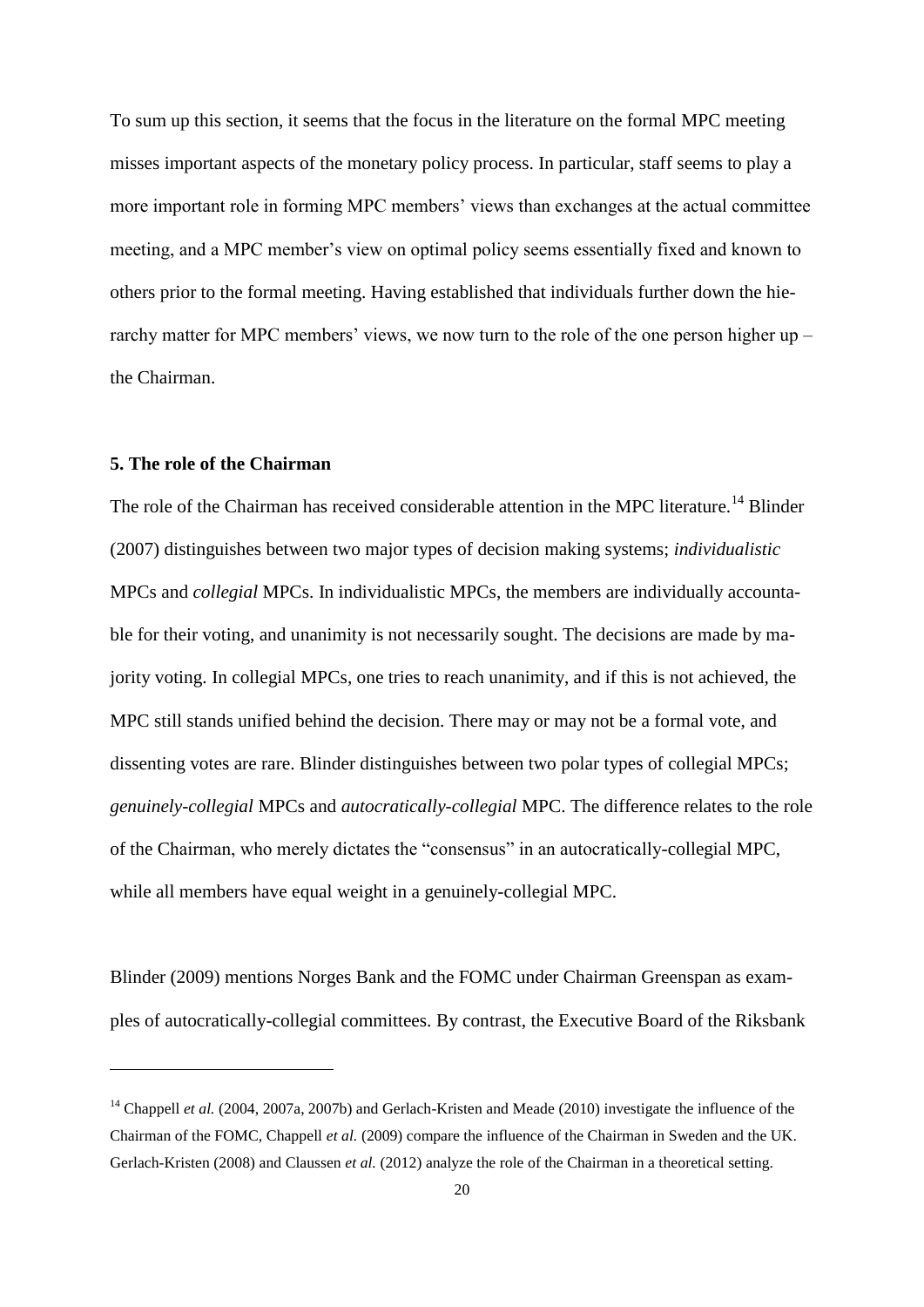To sum up this section, it seems that the focus in the literature on the formal MPC meeting misses important aspects of the monetary policy process. In particular, staff seems to play a more important role in forming MPC members' views than exchanges at the actual committee meeting, and a MPC member's view on optimal policy seems essentially fixed and known to others prior to the formal meeting. Having established that individuals further down the hierarchy matter for MPC members' views, we now turn to the role of the one person higher up – the Chairman.

## 5. The role of the Chairman

The role of the Chairman has received considerable attention in the MPC literature.[14] Blinder (2007) distinguishes between two major types of decision making systems; *individualistic* MPCs and *collegial* MPCs. In individualistic MPCs, the members are individually accountable for their voting, and unanimity is not necessarily sought. The decisions are made by majority voting. In collegial MPCs, one tries to reach unanimity, and if this is not achieved, the MPC still stands unified behind the decision. There may or may not be a formal vote, and dissenting votes are rare. Blinder distinguishes between two polar types of collegial MPCs; *genuinely-collegial* MPCs and *autocratically-collegial* MPC. The difference relates to the role of the Chairman, who merely dictates the "consensus" in an autocratically-collegial MPC, while all members have equal weight in a genuinely-collegial MPC.

Blinder (2009) mentions Norges Bank and the FOMC under Chairman Greenspan as examples of autocratically-collegial committees. By contrast, the Executive Board of the Riksbank

[14] Chappell *et al.* (2004, 2007a, 2007b) and Gerlach-Kristen and Meade (2010) investigate the influence of the Chairman of the FOMC, Chappell *et al.* (2009) compare the influence of the Chairman in Sweden and the UK. Gerlach-Kristen (2008) and Claussen *et al.* (2012) analyze the role of the Chairman in a theoretical setting.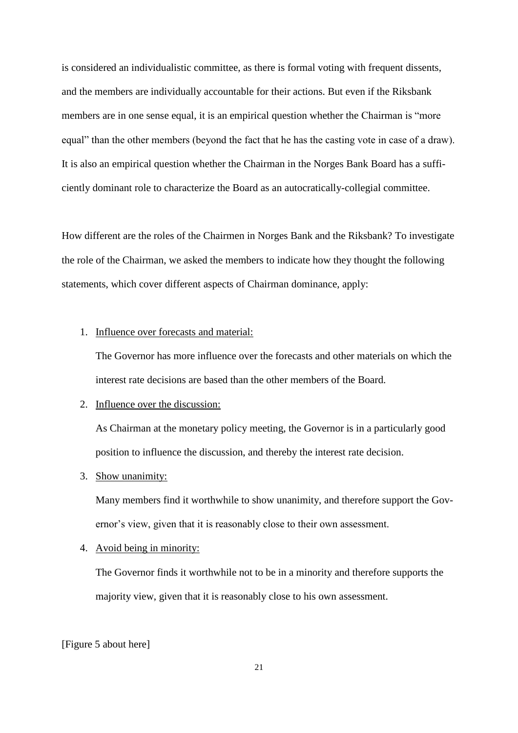is considered an individualistic committee, as there is formal voting with frequent dissents, and the members are individually accountable for their actions. But even if the Riksbank members are in one sense equal, it is an empirical question whether the Chairman is "more equal" than the other members (beyond the fact that he has the casting vote in case of a draw). It is also an empirical question whether the Chairman in the Norges Bank Board has a sufficiently dominant role to characterize the Board as an autocratically-collegial committee.

How different are the roles of the Chairmen in Norges Bank and the Riksbank? To investigate the role of the Chairman, we asked the members to indicate how they thought the following statements, which cover different aspects of Chairman dominance, apply:

1. <u>Influence over forecasts and material:</u>

   The Governor has more influence over the forecasts and other materials on which the interest rate decisions are based than the other members of the Board.

2. <u>Influence over the discussion:</u>

   As Chairman at the monetary policy meeting, the Governor is in a particularly good position to influence the discussion, and thereby the interest rate decision.

3. <u>Show unanimity:</u>

   Many members find it worthwhile to show unanimity, and therefore support the Governor's view, given that it is reasonably close to their own assessment.

4. <u>Avoid being in minority:</u>

   The Governor finds it worthwhile not to be in a minority and therefore supports the majority view, given that it is reasonably close to his own assessment.

[Figure 5 about here]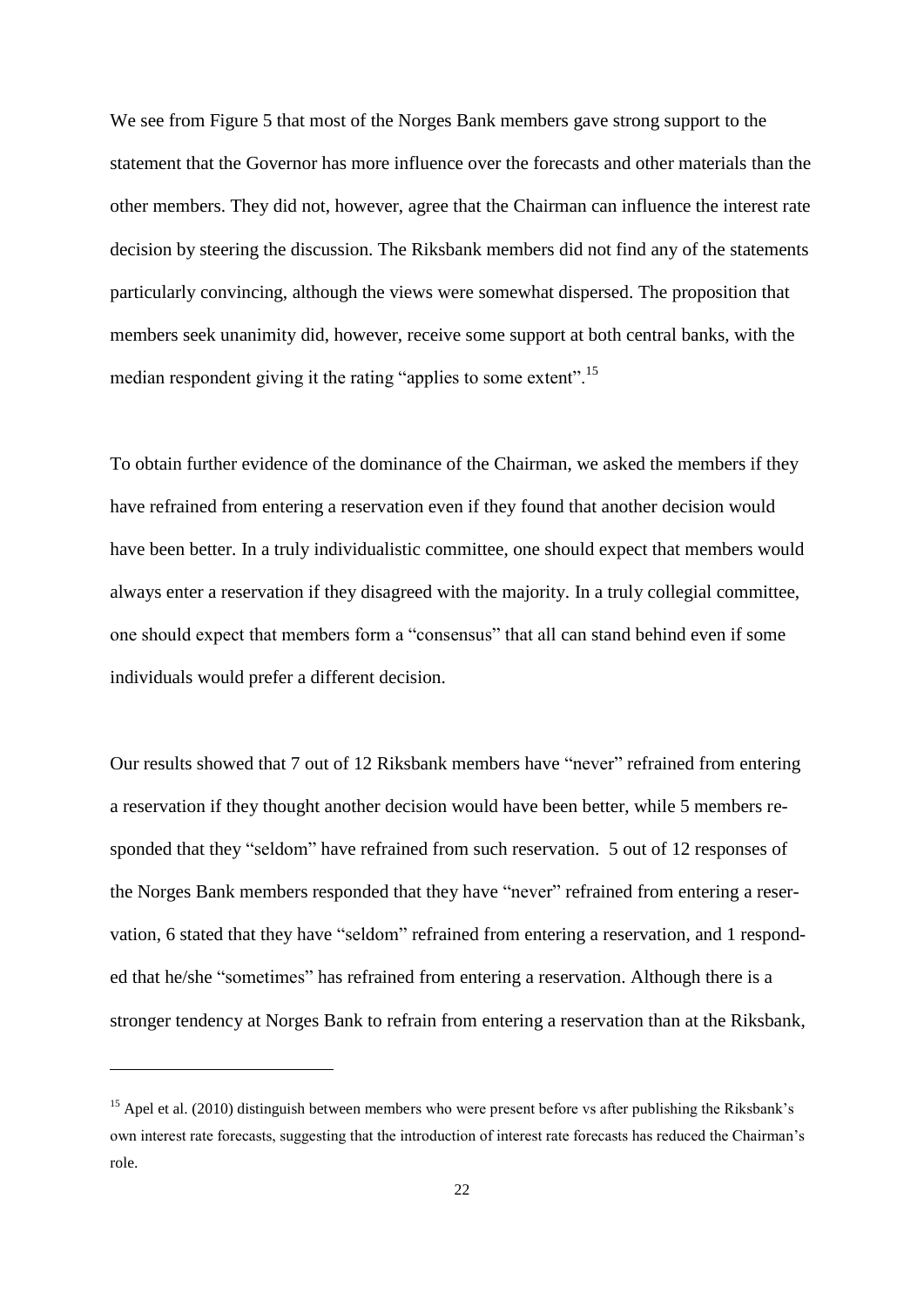We see from Figure 5 that most of the Norges Bank members gave strong support to the statement that the Governor has more influence over the forecasts and other materials than the other members. They did not, however, agree that the Chairman can influence the interest rate decision by steering the discussion. The Riksbank members did not find any of the statements particularly convincing, although the views were somewhat dispersed. The proposition that members seek unanimity did, however, receive some support at both central banks, with the median respondent giving it the rating "applies to some extent".[15]

To obtain further evidence of the dominance of the Chairman, we asked the members if they have refrained from entering a reservation even if they found that another decision would have been better. In a truly individualistic committee, one should expect that members would always enter a reservation if they disagreed with the majority. In a truly collegial committee, one should expect that members form a "consensus" that all can stand behind even if some individuals would prefer a different decision.

Our results showed that 7 out of 12 Riksbank members have "never" refrained from entering a reservation if they thought another decision would have been better, while 5 members responded that they "seldom" have refrained from such reservation. 5 out of 12 responses of the Norges Bank members responded that they have "never" refrained from entering a reservation, 6 stated that they have "seldom" refrained from entering a reservation, and 1 responded that he/she "sometimes" has refrained from entering a reservation. Although there is a stronger tendency at Norges Bank to refrain from entering a reservation than at the Riksbank,

[15] Apel et al. (2010) distinguish between members who were present before vs after publishing the Riksbank's own interest rate forecasts, suggesting that the introduction of interest rate forecasts has reduced the Chairman's role.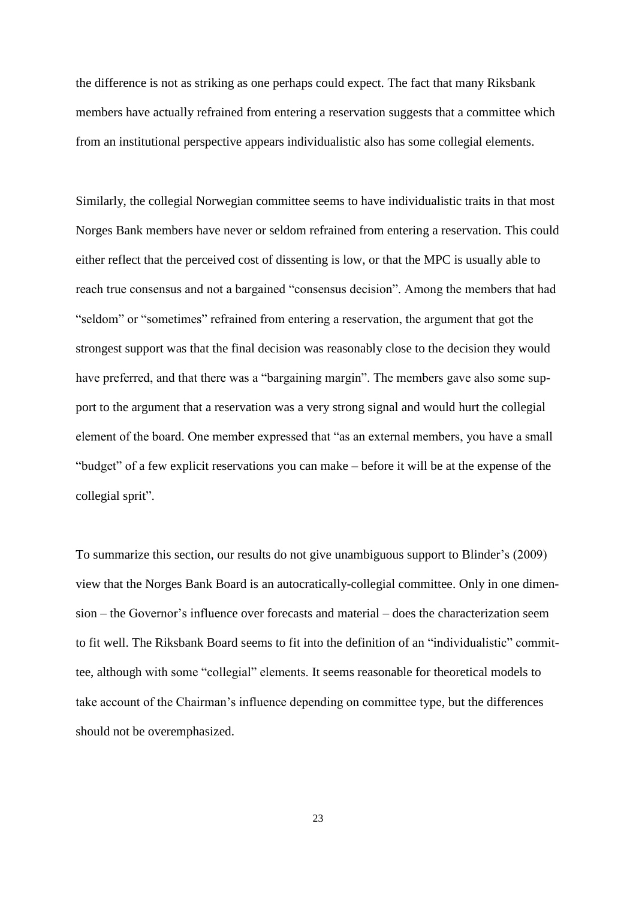the difference is not as striking as one perhaps could expect. The fact that many Riksbank members have actually refrained from entering a reservation suggests that a committee which from an institutional perspective appears individualistic also has some collegial elements.

Similarly, the collegial Norwegian committee seems to have individualistic traits in that most Norges Bank members have never or seldom refrained from entering a reservation. This could either reflect that the perceived cost of dissenting is low, or that the MPC is usually able to reach true consensus and not a bargained "consensus decision". Among the members that had "seldom" or "sometimes" refrained from entering a reservation, the argument that got the strongest support was that the final decision was reasonably close to the decision they would have preferred, and that there was a "bargaining margin". The members gave also some support to the argument that a reservation was a very strong signal and would hurt the collegial element of the board. One member expressed that "as an external members, you have a small "budget" of a few explicit reservations you can make – before it will be at the expense of the collegial sprit".

To summarize this section, our results do not give unambiguous support to Blinder's (2009) view that the Norges Bank Board is an autocratically-collegial committee. Only in one dimension – the Governor's influence over forecasts and material – does the characterization seem to fit well. The Riksbank Board seems to fit into the definition of an "individualistic" committee, although with some "collegial" elements. It seems reasonable for theoretical models to take account of the Chairman's influence depending on committee type, but the differences should not be overemphasized.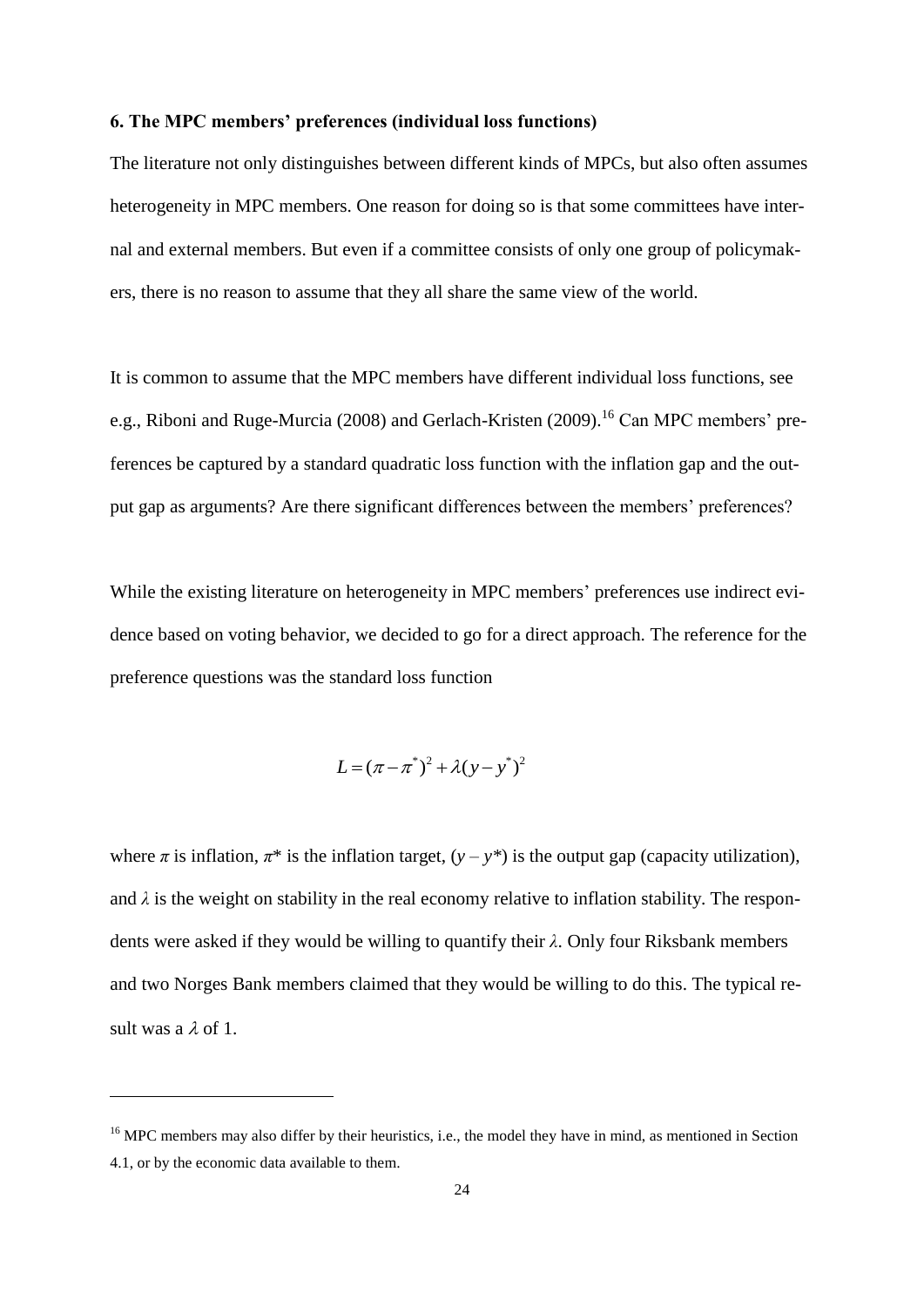### 6. The MPC members' preferences (individual loss functions)

The literature not only distinguishes between different kinds of MPCs, but also often assumes heterogeneity in MPC members. One reason for doing so is that some committees have internal and external members. But even if a committee consists of only one group of policymakers, there is no reason to assume that they all share the same view of the world.

It is common to assume that the MPC members have different individual loss functions, see e.g., Riboni and Ruge-Murcia (2008) and Gerlach-Kristen (2009).[16] Can MPC members' preferences be captured by a standard quadratic loss function with the inflation gap and the output gap as arguments? Are there significant differences between the members' preferences?

While the existing literature on heterogeneity in MPC members' preferences use indirect evidence based on voting behavior, we decided to go for a direct approach. The reference for the preference questions was the standard loss function

$$L = (\pi - \pi^*)^2 + \lambda(y - y^*)^2$$

where $\pi$ is inflation, $\pi^*$ is the inflation target, $(y - y^*)$ is the output gap (capacity utilization), and $\lambda$ is the weight on stability in the real economy relative to inflation stability. The respondents were asked if they would be willing to quantify their $\lambda$. Only four Riksbank members and two Norges Bank members claimed that they would be willing to do this. The typical result was a $\lambda$ of 1.

[16] MPC members may also differ by their heuristics, i.e., the model they have in mind, as mentioned in Section 4.1, or by the economic data available to them.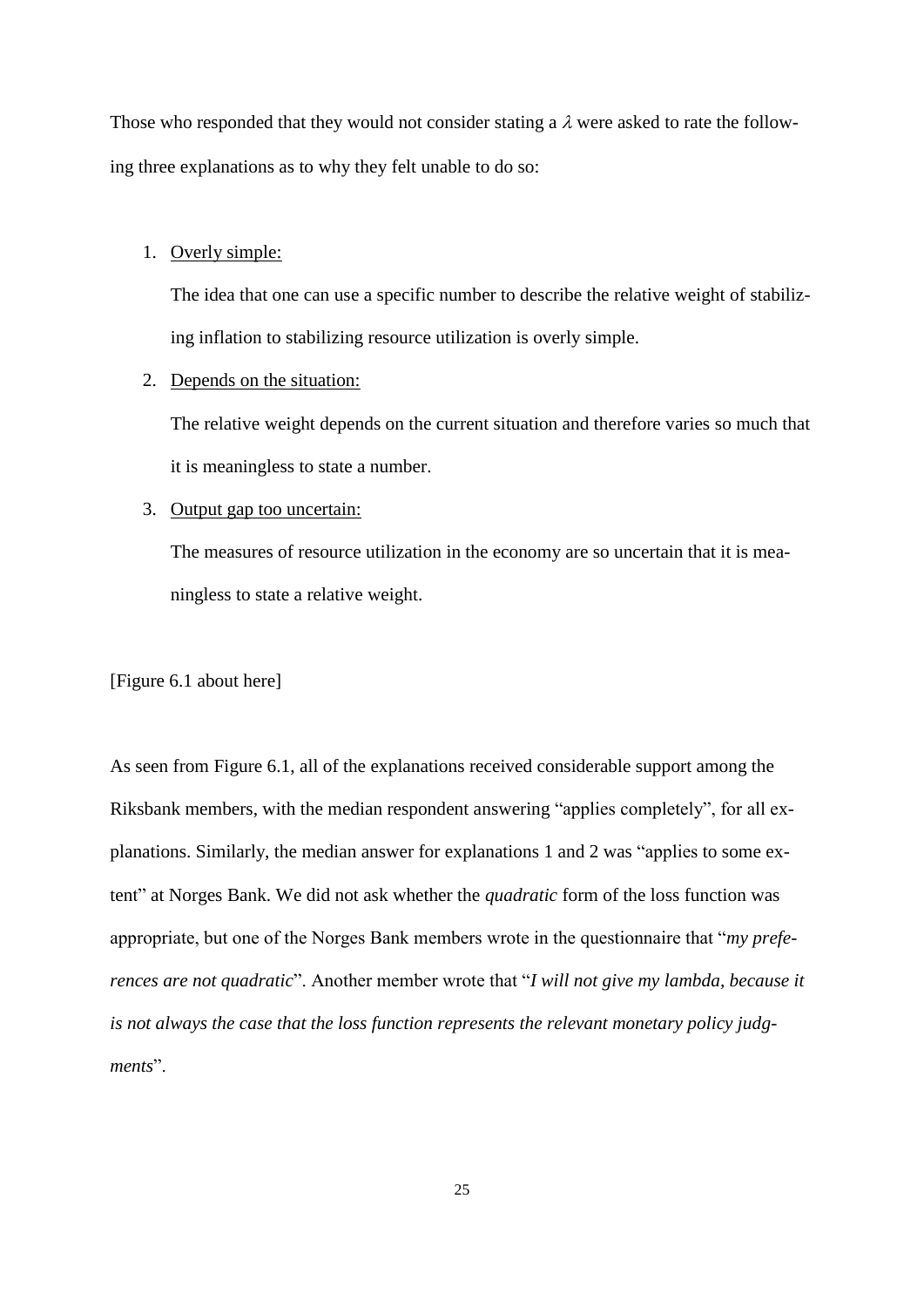Those who responded that they would not consider stating a $\lambda$ were asked to rate the following three explanations as to why they felt unable to do so:

1. Overly simple:

   The idea that one can use a specific number to describe the relative weight of stabilizing inflation to stabilizing resource utilization is overly simple.

2. Depends on the situation:

   The relative weight depends on the current situation and therefore varies so much that it is meaningless to state a number.

3. Output gap too uncertain:

   The measures of resource utilization in the economy are so uncertain that it is meaningless to state a relative weight.

[Figure 6.1 about here]

As seen from Figure 6.1, all of the explanations received considerable support among the Riksbank members, with the median respondent answering "applies completely", for all explanations. Similarly, the median answer for explanations 1 and 2 was "applies to some extent" at Norges Bank. We did not ask whether the *quadratic* form of the loss function was appropriate, but one of the Norges Bank members wrote in the questionnaire that "*my preferences are not quadratic*". Another member wrote that "*I will not give my lambda, because it is not always the case that the loss function represents the relevant monetary policy judgments*".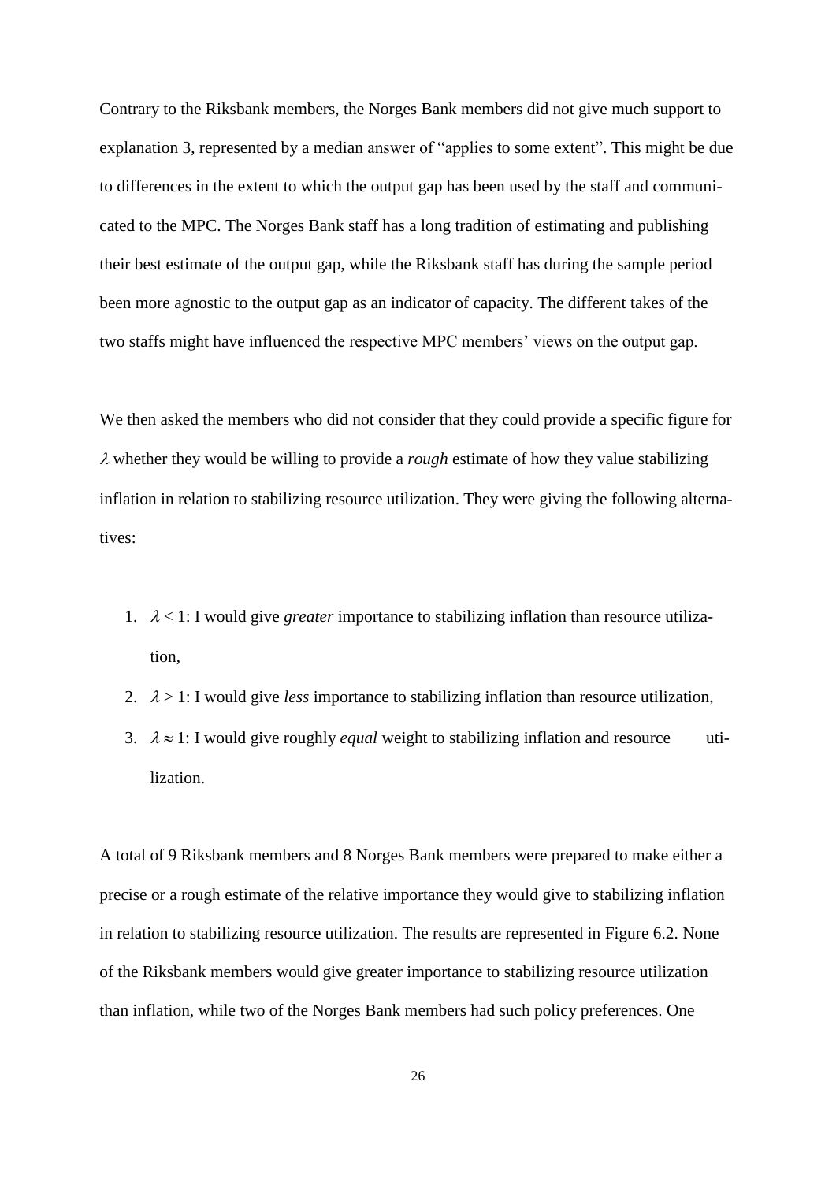Contrary to the Riksbank members, the Norges Bank members did not give much support to explanation 3, represented by a median answer of "applies to some extent". This might be due to differences in the extent to which the output gap has been used by the staff and communicated to the MPC. The Norges Bank staff has a long tradition of estimating and publishing their best estimate of the output gap, while the Riksbank staff has during the sample period been more agnostic to the output gap as an indicator of capacity. The different takes of the two staffs might have influenced the respective MPC members' views on the output gap.

We then asked the members who did not consider that they could provide a specific figure for $\lambda$ whether they would be willing to provide a *rough* estimate of how they value stabilizing inflation in relation to stabilizing resource utilization. They were giving the following alternatives:

1. $\lambda < 1$: I would give *greater* importance to stabilizing inflation than resource utilization,
2. $\lambda > 1$: I would give *less* importance to stabilizing inflation than resource utilization,
3. $\lambda \approx 1$: I would give roughly *equal* weight to stabilizing inflation and resource utilization.

A total of 9 Riksbank members and 8 Norges Bank members were prepared to make either a precise or a rough estimate of the relative importance they would give to stabilizing inflation in relation to stabilizing resource utilization. The results are represented in Figure 6.2. None of the Riksbank members would give greater importance to stabilizing resource utilization than inflation, while two of the Norges Bank members had such policy preferences. One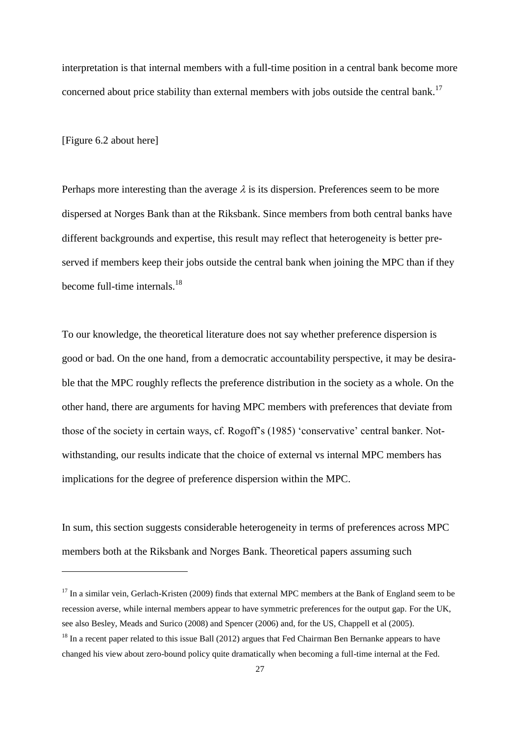interpretation is that internal members with a full-time position in a central bank become more concerned about price stability than external members with jobs outside the central bank.[17]

[Figure 6.2 about here]

Perhaps more interesting than the average $\lambda$ is its dispersion. Preferences seem to be more dispersed at Norges Bank than at the Riksbank. Since members from both central banks have different backgrounds and expertise, this result may reflect that heterogeneity is better preserved if members keep their jobs outside the central bank when joining the MPC than if they become full-time internals.[18]

To our knowledge, the theoretical literature does not say whether preference dispersion is good or bad. On the one hand, from a democratic accountability perspective, it may be desirable that the MPC roughly reflects the preference distribution in the society as a whole. On the other hand, there are arguments for having MPC members with preferences that deviate from those of the society in certain ways, cf. Rogoff's (1985) 'conservative' central banker. Notwithstanding, our results indicate that the choice of external vs internal MPC members has implications for the degree of preference dispersion within the MPC.

In sum, this section suggests considerable heterogeneity in terms of preferences across MPC members both at the Riksbank and Norges Bank. Theoretical papers assuming such

---

[17] In a similar vein, Gerlach-Kristen (2009) finds that external MPC members at the Bank of England seem to be recession averse, while internal members appear to have symmetric preferences for the output gap. For the UK, see also Besley, Meads and Surico (2008) and Spencer (2006) and, for the US, Chappell et al (2005).

[18] In a recent paper related to this issue Ball (2012) argues that Fed Chairman Ben Bernanke appears to have changed his view about zero-bound policy quite dramatically when becoming a full-time internal at the Fed.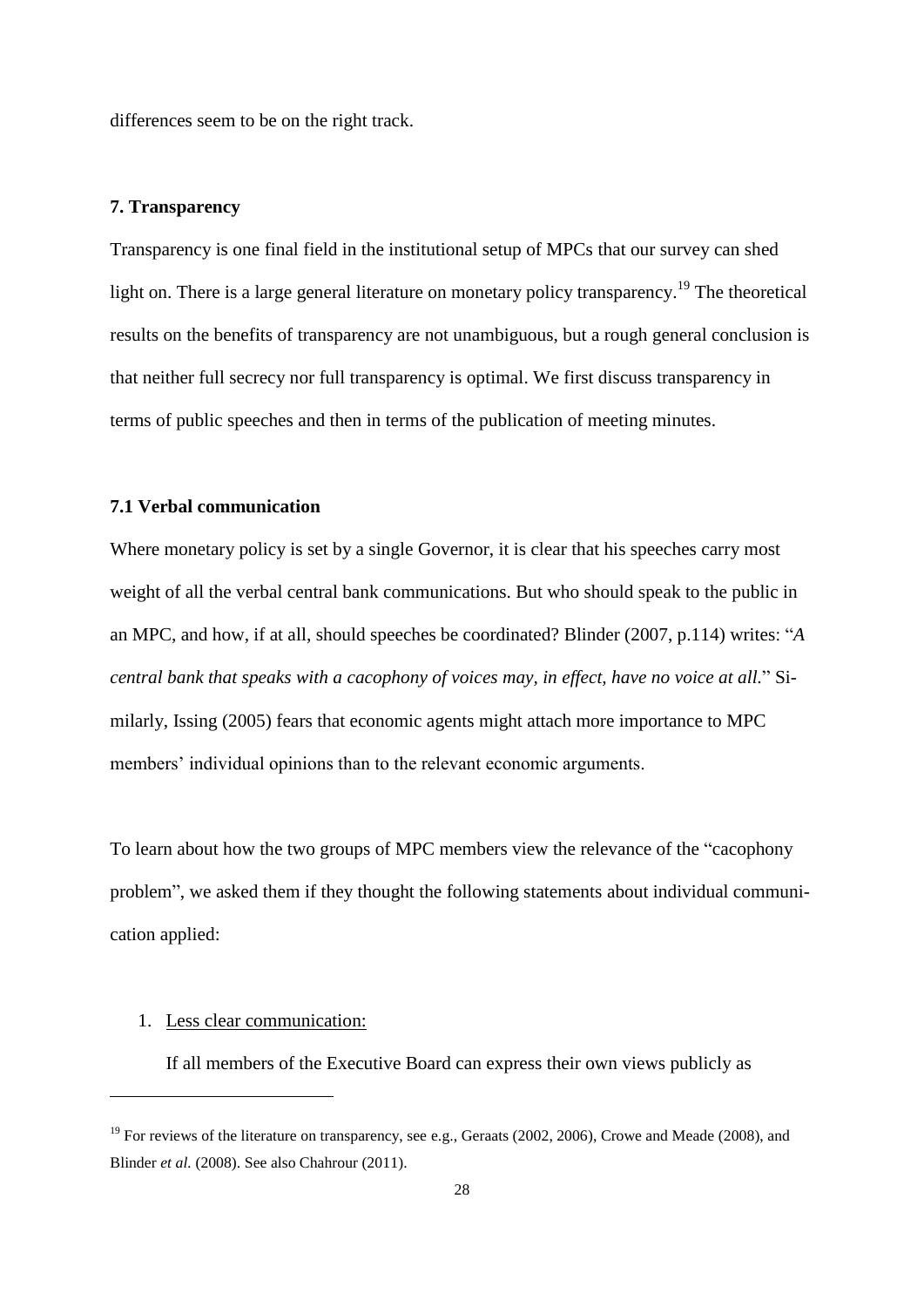differences seem to be on the right track.

## 7. Transparency

Transparency is one final field in the institutional setup of MPCs that our survey can shed light on. There is a large general literature on monetary policy transparency.[19] The theoretical results on the benefits of transparency are not unambiguous, but a rough general conclusion is that neither full secrecy nor full transparency is optimal. We first discuss transparency in terms of public speeches and then in terms of the publication of meeting minutes.

### 7.1 Verbal communication

Where monetary policy is set by a single Governor, it is clear that his speeches carry most weight of all the verbal central bank communications. But who should speak to the public in an MPC, and how, if at all, should speeches be coordinated? Blinder (2007, p.114) writes: "*A central bank that speaks with a cacophony of voices may, in effect, have no voice at all.*" Similarly, Issing (2005) fears that economic agents might attach more importance to MPC members' individual opinions than to the relevant economic arguments.

To learn about how the two groups of MPC members view the relevance of the "cacophony problem", we asked them if they thought the following statements about individual communication applied:

1. Less clear communication:

   If all members of the Executive Board can express their own views publicly as

[19] For reviews of the literature on transparency, see e.g., Geraats (2002, 2006), Crowe and Meade (2008), and Blinder *et al.* (2008). See also Chahrour (2011).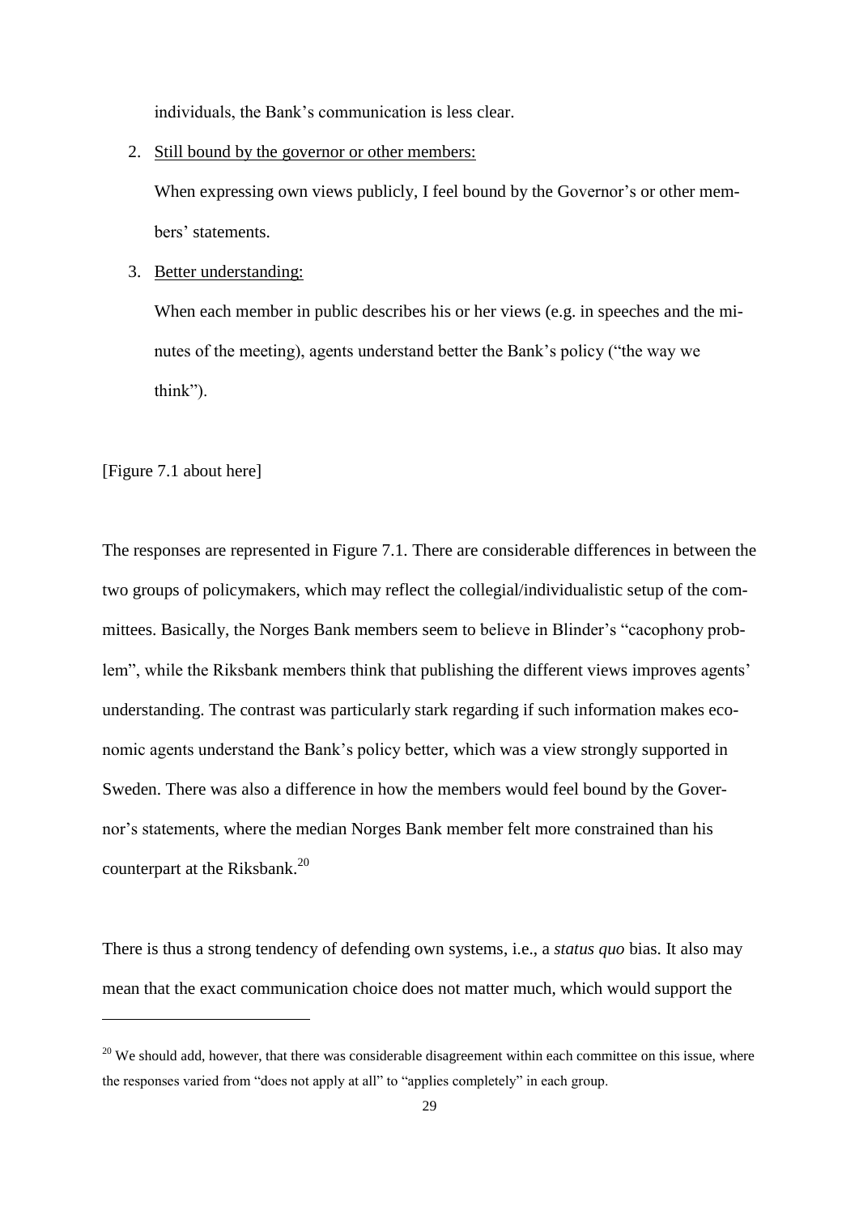individuals, the Bank's communication is less clear.

2. Still bound by the governor or other members:

   When expressing own views publicly, I feel bound by the Governor's or other members' statements.

3. Better understanding:

   When each member in public describes his or her views (e.g. in speeches and the minutes of the meeting), agents understand better the Bank's policy ("the way we think").

[Figure 7.1 about here]

The responses are represented in Figure 7.1. There are considerable differences in between the two groups of policymakers, which may reflect the collegial/individualistic setup of the committees. Basically, the Norges Bank members seem to believe in Blinder's "cacophony problem", while the Riksbank members think that publishing the different views improves agents' understanding. The contrast was particularly stark regarding if such information makes economic agents understand the Bank's policy better, which was a view strongly supported in Sweden. There was also a difference in how the members would feel bound by the Governor's statements, where the median Norges Bank member felt more constrained than his counterpart at the Riksbank.[20]

There is thus a strong tendency of defending own systems, i.e., a *status quo* bias. It also may mean that the exact communication choice does not matter much, which would support the

[20] We should add, however, that there was considerable disagreement within each committee on this issue, where the responses varied from "does not apply at all" to "applies completely" in each group.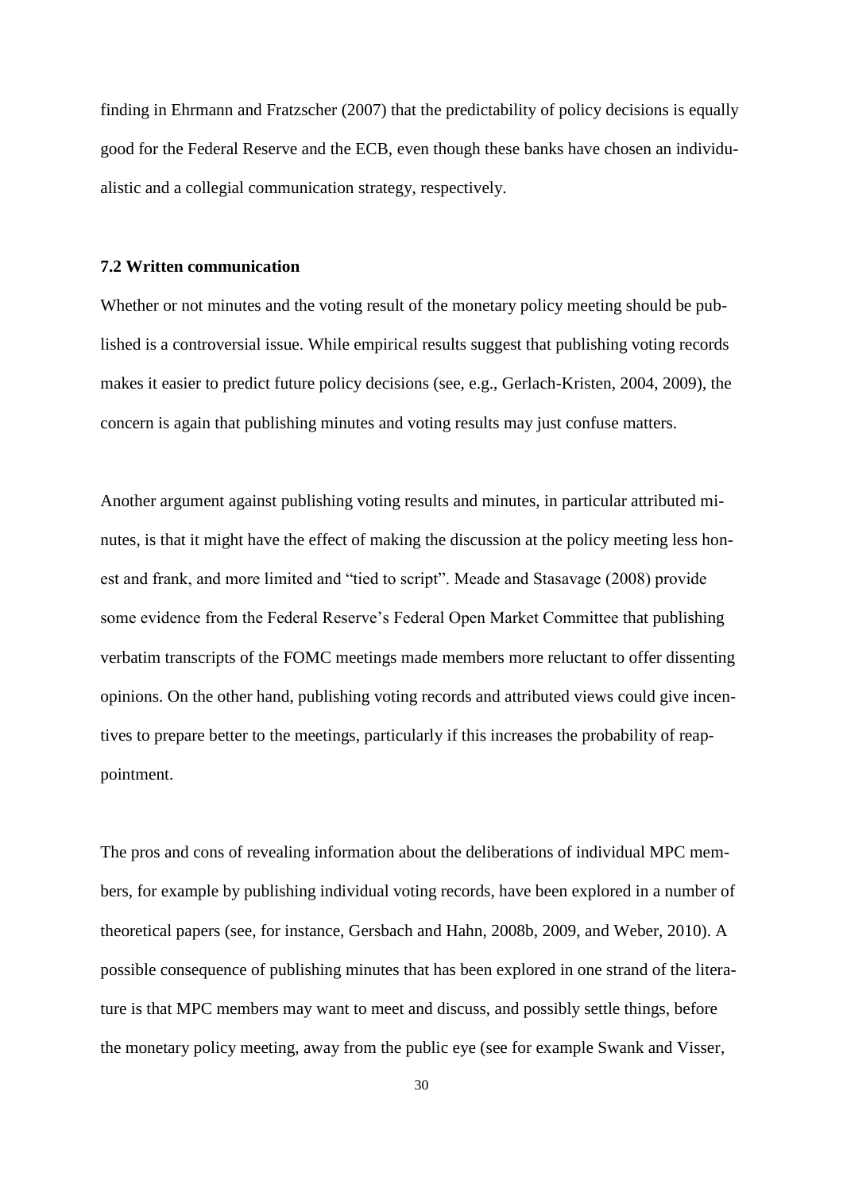finding in Ehrmann and Fratzscher (2007) that the predictability of policy decisions is equally good for the Federal Reserve and the ECB, even though these banks have chosen an individualistic and a collegial communication strategy, respectively.

### 7.2 Written communication

Whether or not minutes and the voting result of the monetary policy meeting should be published is a controversial issue. While empirical results suggest that publishing voting records makes it easier to predict future policy decisions (see, e.g., Gerlach-Kristen, 2004, 2009), the concern is again that publishing minutes and voting results may just confuse matters.

Another argument against publishing voting results and minutes, in particular attributed minutes, is that it might have the effect of making the discussion at the policy meeting less honest and frank, and more limited and "tied to script". Meade and Stasavage (2008) provide some evidence from the Federal Reserve's Federal Open Market Committee that publishing verbatim transcripts of the FOMC meetings made members more reluctant to offer dissenting opinions. On the other hand, publishing voting records and attributed views could give incentives to prepare better to the meetings, particularly if this increases the probability of reappointment.

The pros and cons of revealing information about the deliberations of individual MPC members, for example by publishing individual voting records, have been explored in a number of theoretical papers (see, for instance, Gersbach and Hahn, 2008b, 2009, and Weber, 2010). A possible consequence of publishing minutes that has been explored in one strand of the literature is that MPC members may want to meet and discuss, and possibly settle things, before the monetary policy meeting, away from the public eye (see for example Swank and Visser,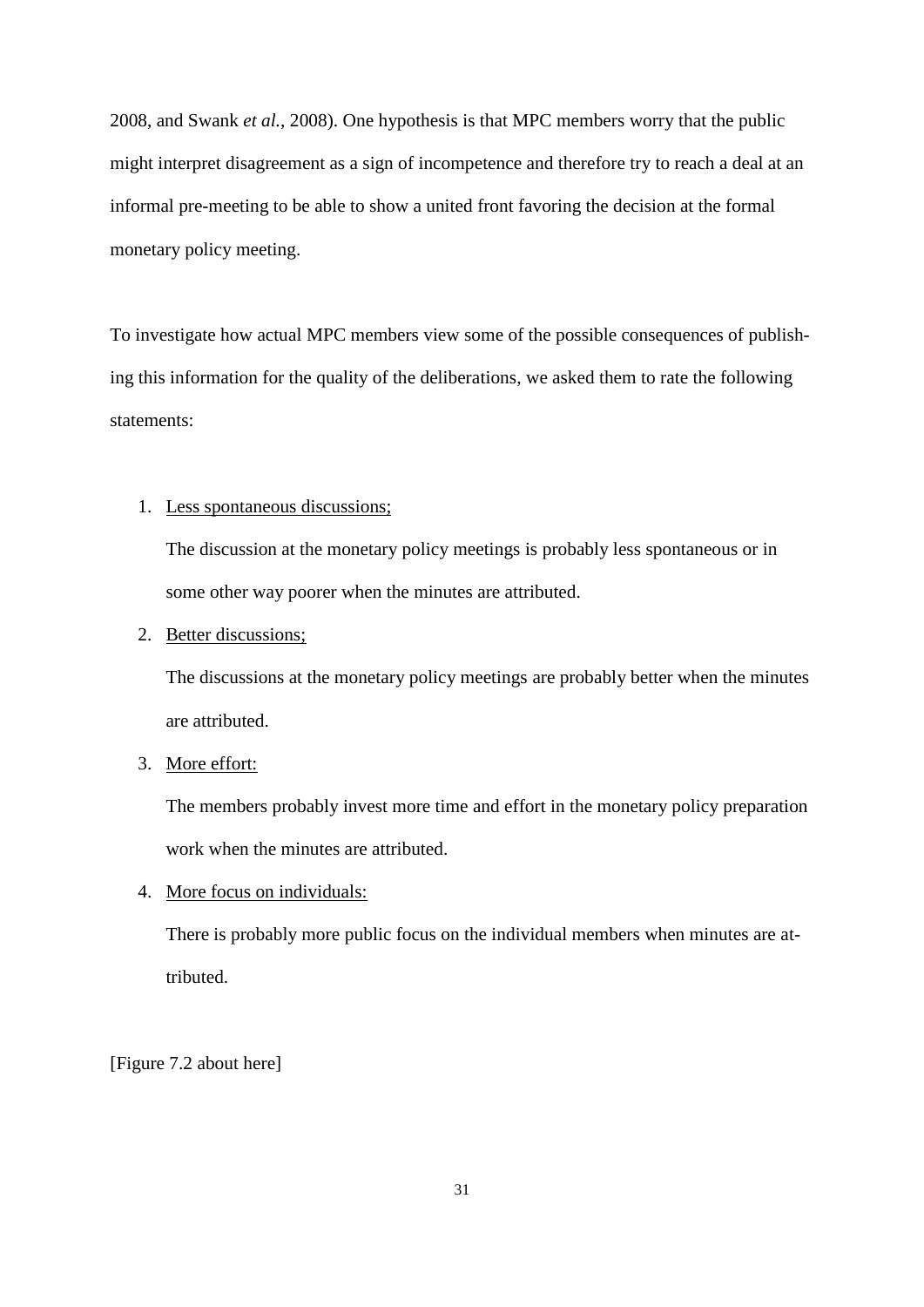2008, and Swank *et al.*, 2008). One hypothesis is that MPC members worry that the public might interpret disagreement as a sign of incompetence and therefore try to reach a deal at an informal pre-meeting to be able to show a united front favoring the decision at the formal monetary policy meeting.

To investigate how actual MPC members view some of the possible consequences of publishing this information for the quality of the deliberations, we asked them to rate the following statements:

1. <u>Less spontaneous discussions;</u>

   The discussion at the monetary policy meetings is probably less spontaneous or in some other way poorer when the minutes are attributed.

2. <u>Better discussions;</u>

   The discussions at the monetary policy meetings are probably better when the minutes are attributed.

3. <u>More effort:</u>

   The members probably invest more time and effort in the monetary policy preparation work when the minutes are attributed.

4. <u>More focus on individuals:</u>

   There is probably more public focus on the individual members when minutes are attributed.

[Figure 7.2 about here]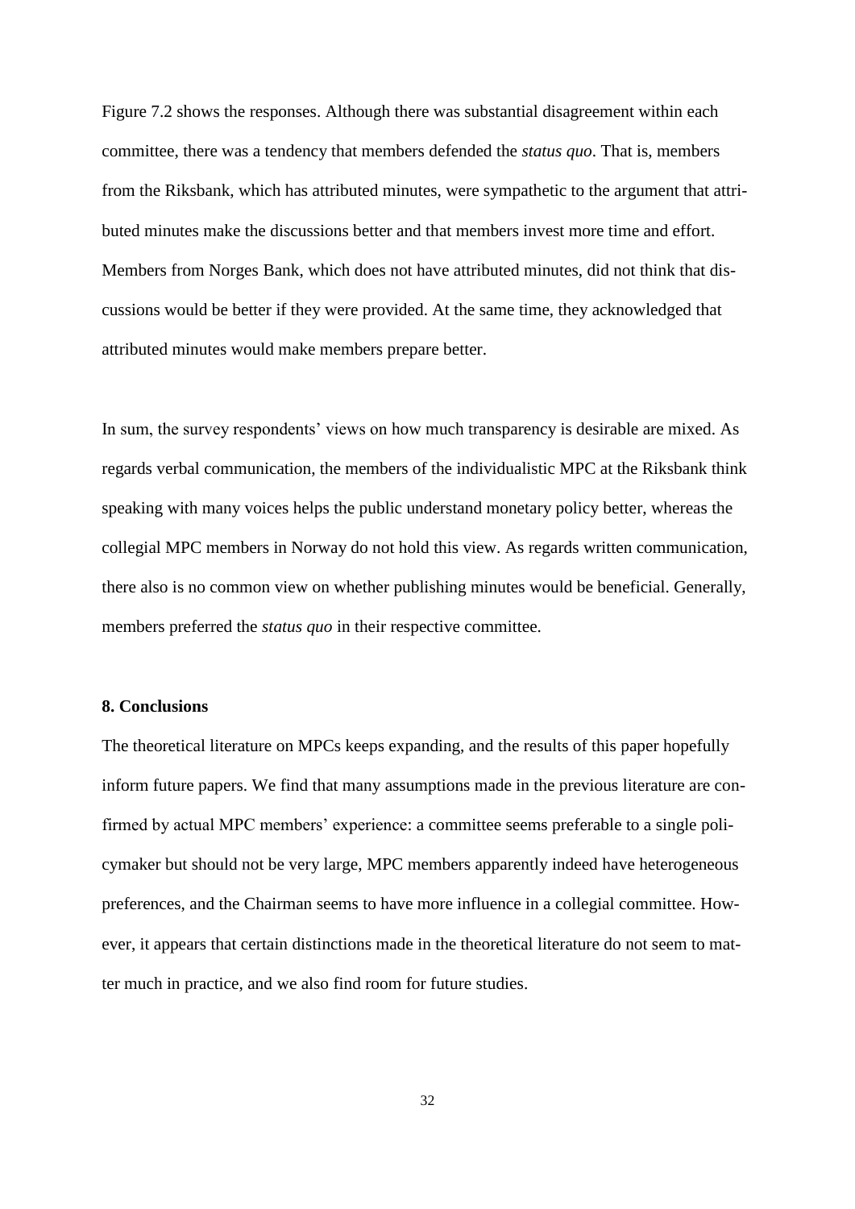Figure 7.2 shows the responses. Although there was substantial disagreement within each committee, there was a tendency that members defended the *status quo*. That is, members from the Riksbank, which has attributed minutes, were sympathetic to the argument that attributed minutes make the discussions better and that members invest more time and effort. Members from Norges Bank, which does not have attributed minutes, did not think that discussions would be better if they were provided. At the same time, they acknowledged that attributed minutes would make members prepare better.

In sum, the survey respondents' views on how much transparency is desirable are mixed. As regards verbal communication, the members of the individualistic MPC at the Riksbank think speaking with many voices helps the public understand monetary policy better, whereas the collegial MPC members in Norway do not hold this view. As regards written communication, there also is no common view on whether publishing minutes would be beneficial. Generally, members preferred the *status quo* in their respective committee.

## 8. Conclusions

The theoretical literature on MPCs keeps expanding, and the results of this paper hopefully inform future papers. We find that many assumptions made in the previous literature are confirmed by actual MPC members' experience: a committee seems preferable to a single policymaker but should not be very large, MPC members apparently indeed have heterogeneous preferences, and the Chairman seems to have more influence in a collegial committee. However, it appears that certain distinctions made in the theoretical literature do not seem to matter much in practice, and we also find room for future studies.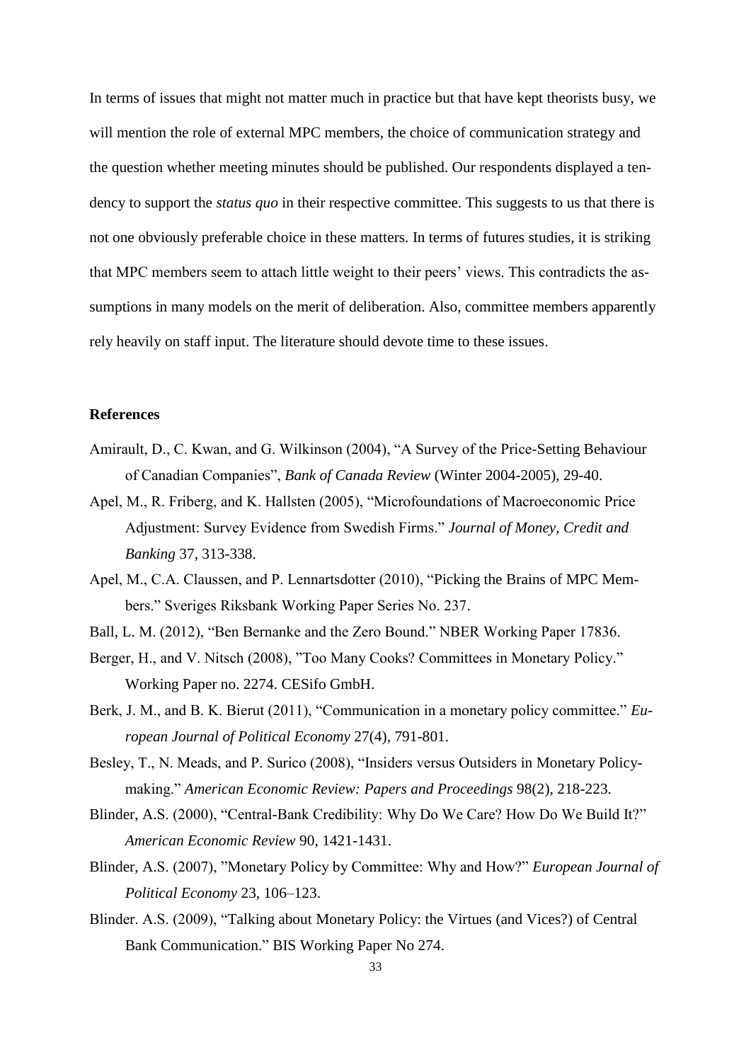In terms of issues that might not matter much in practice but that have kept theorists busy, we will mention the role of external MPC members, the choice of communication strategy and the question whether meeting minutes should be published. Our respondents displayed a tendency to support the *status quo* in their respective committee. This suggests to us that there is not one obviously preferable choice in these matters. In terms of futures studies, it is striking that MPC members seem to attach little weight to their peers' views. This contradicts the assumptions in many models on the merit of deliberation. Also, committee members apparently rely heavily on staff input. The literature should devote time to these issues.

## References

Amirault, D., C. Kwan, and G. Wilkinson (2004), "A Survey of the Price-Setting Behaviour of Canadian Companies", *Bank of Canada Review* (Winter 2004-2005), 29-40.

Apel, M., R. Friberg, and K. Hallsten (2005), "Microfoundations of Macroeconomic Price Adjustment: Survey Evidence from Swedish Firms." *Journal of Money, Credit and Banking* 37, 313-338.

Apel, M., C.A. Claussen, and P. Lennartsdotter (2010), "Picking the Brains of MPC Members." Sveriges Riksbank Working Paper Series No. 237.

Ball, L. M. (2012), "Ben Bernanke and the Zero Bound." NBER Working Paper 17836.

Berger, H., and V. Nitsch (2008), "Too Many Cooks? Committees in Monetary Policy." Working Paper no. 2274. CESifo GmbH.

Berk, J. M., and B. K. Bierut (2011), "Communication in a monetary policy committee." *European Journal of Political Economy* 27(4), 791-801.

Besley, T., N. Meads, and P. Surico (2008), "Insiders versus Outsiders in Monetary Policymaking." *American Economic Review: Papers and Proceedings* 98(2), 218-223.

Blinder, A.S. (2000), "Central-Bank Credibility: Why Do We Care? How Do We Build It?" *American Economic Review* 90, 1421-1431.

Blinder, A.S. (2007), "Monetary Policy by Committee: Why and How?" *European Journal of Political Economy* 23, 106–123.

Blinder. A.S. (2009), "Talking about Monetary Policy: the Virtues (and Vices?) of Central Bank Communication." BIS Working Paper No 274.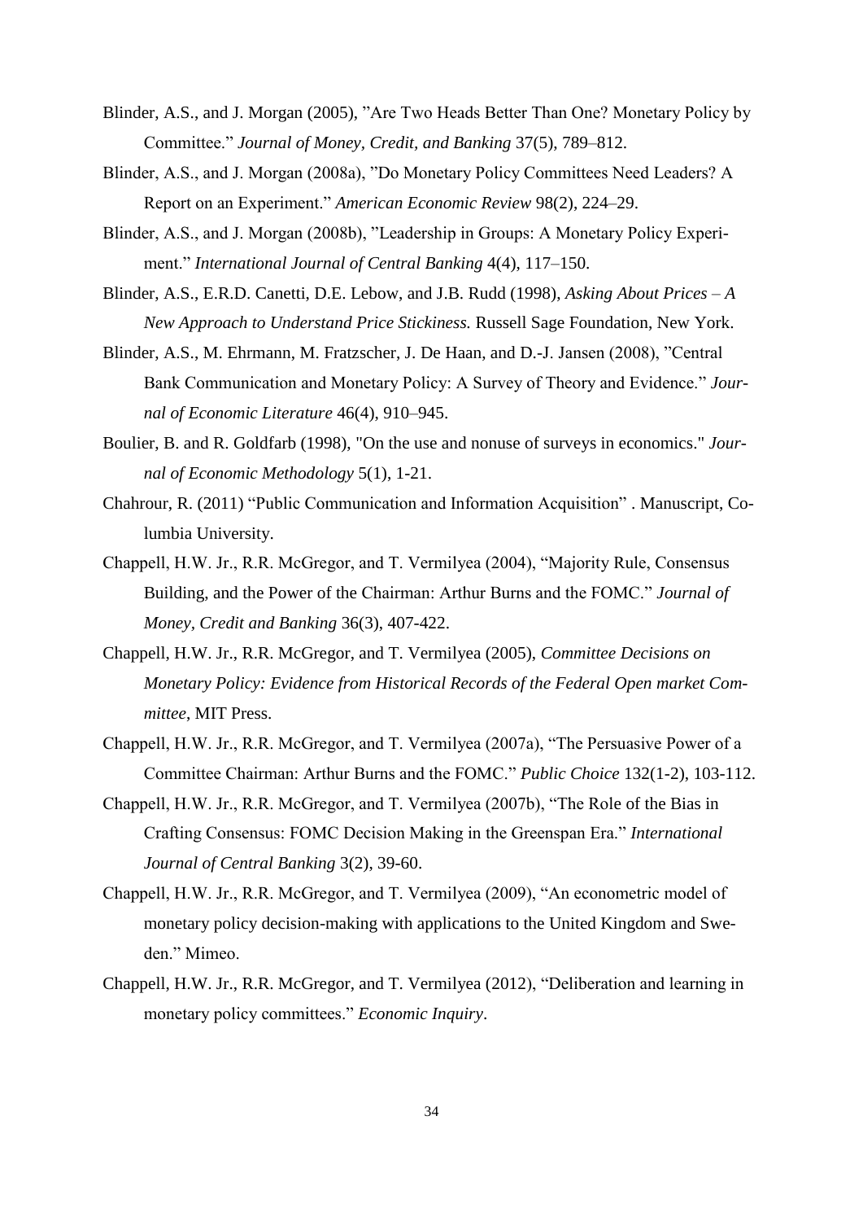Blinder, A.S., and J. Morgan (2005), "Are Two Heads Better Than One? Monetary Policy by Committee." *Journal of Money, Credit, and Banking* 37(5), 789–812.

Blinder, A.S., and J. Morgan (2008a), "Do Monetary Policy Committees Need Leaders? A Report on an Experiment." *American Economic Review* 98(2), 224–29.

Blinder, A.S., and J. Morgan (2008b), "Leadership in Groups: A Monetary Policy Experiment." *International Journal of Central Banking* 4(4), 117–150.

Blinder, A.S., E.R.D. Canetti, D.E. Lebow, and J.B. Rudd (1998), *Asking About Prices – A New Approach to Understand Price Stickiness.* Russell Sage Foundation, New York.

Blinder, A.S., M. Ehrmann, M. Fratzscher, J. De Haan, and D.-J. Jansen (2008), "Central Bank Communication and Monetary Policy: A Survey of Theory and Evidence." *Journal of Economic Literature* 46(4), 910–945.

Boulier, B. and R. Goldfarb (1998), "On the use and nonuse of surveys in economics." *Journal of Economic Methodology* 5(1), 1-21.

Chahrour, R. (2011) "Public Communication and Information Acquisition" . Manuscript, Columbia University.

Chappell, H.W. Jr., R.R. McGregor, and T. Vermilyea (2004), "Majority Rule, Consensus Building, and the Power of the Chairman: Arthur Burns and the FOMC." *Journal of Money, Credit and Banking* 36(3), 407-422.

Chappell, H.W. Jr., R.R. McGregor, and T. Vermilyea (2005), *Committee Decisions on Monetary Policy: Evidence from Historical Records of the Federal Open market Committee*, MIT Press.

Chappell, H.W. Jr., R.R. McGregor, and T. Vermilyea (2007a), "The Persuasive Power of a Committee Chairman: Arthur Burns and the FOMC." *Public Choice* 132(1-2), 103-112.

Chappell, H.W. Jr., R.R. McGregor, and T. Vermilyea (2007b), "The Role of the Bias in Crafting Consensus: FOMC Decision Making in the Greenspan Era." *International Journal of Central Banking* 3(2), 39-60.

Chappell, H.W. Jr., R.R. McGregor, and T. Vermilyea (2009), "An econometric model of monetary policy decision-making with applications to the United Kingdom and Sweden." Mimeo.

Chappell, H.W. Jr., R.R. McGregor, and T. Vermilyea (2012), "Deliberation and learning in monetary policy committees." *Economic Inquiry*.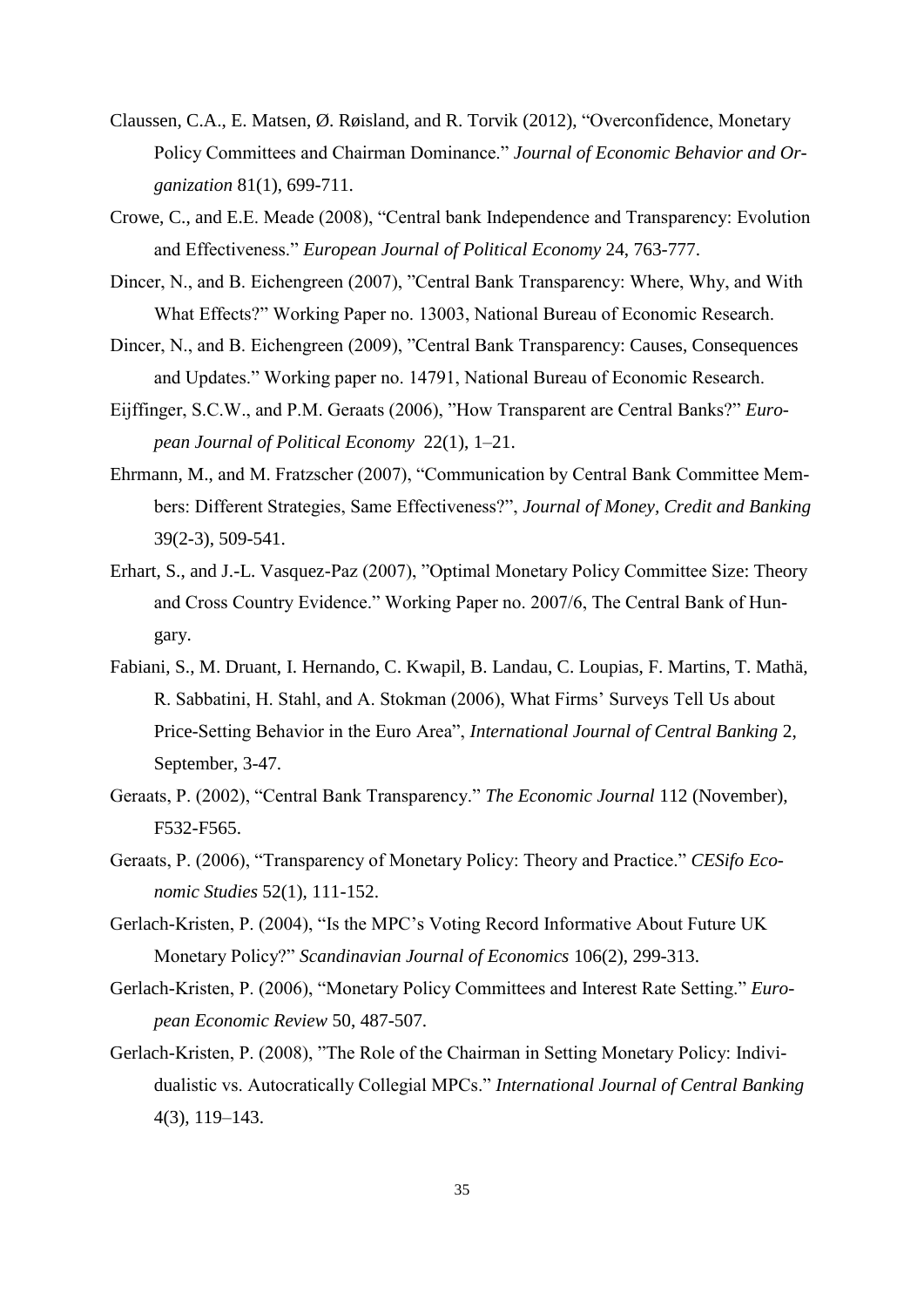Claussen, C.A., E. Matsen, Ø. Røisland, and R. Torvik (2012), "Overconfidence, Monetary Policy Committees and Chairman Dominance." *Journal of Economic Behavior and Organization* 81(1), 699-711.

Crowe, C., and E.E. Meade (2008), "Central bank Independence and Transparency: Evolution and Effectiveness." *European Journal of Political Economy* 24, 763-777.

Dincer, N., and B. Eichengreen (2007), "Central Bank Transparency: Where, Why, and With What Effects?" Working Paper no. 13003, National Bureau of Economic Research.

Dincer, N., and B. Eichengreen (2009), "Central Bank Transparency: Causes, Consequences and Updates." Working paper no. 14791, National Bureau of Economic Research.

Eijffinger, S.C.W., and P.M. Geraats (2006), "How Transparent are Central Banks?" *European Journal of Political Economy* 22(1), 1–21.

Ehrmann, M., and M. Fratzscher (2007), "Communication by Central Bank Committee Members: Different Strategies, Same Effectiveness?", *Journal of Money, Credit and Banking* 39(2-3), 509-541.

Erhart, S., and J.-L. Vasquez-Paz (2007), "Optimal Monetary Policy Committee Size: Theory and Cross Country Evidence." Working Paper no. 2007/6, The Central Bank of Hungary.

Fabiani, S., M. Druant, I. Hernando, C. Kwapil, B. Landau, C. Loupias, F. Martins, T. Mathä, R. Sabbatini, H. Stahl, and A. Stokman (2006), What Firms' Surveys Tell Us about Price-Setting Behavior in the Euro Area", *International Journal of Central Banking* 2, September, 3-47.

Geraats, P. (2002), "Central Bank Transparency." *The Economic Journal* 112 (November), F532-F565.

Geraats, P. (2006), "Transparency of Monetary Policy: Theory and Practice." *CESifo Economic Studies* 52(1), 111-152.

Gerlach-Kristen, P. (2004), "Is the MPC's Voting Record Informative About Future UK Monetary Policy?" *Scandinavian Journal of Economics* 106(2), 299-313.

Gerlach-Kristen, P. (2006), "Monetary Policy Committees and Interest Rate Setting." *European Economic Review* 50, 487-507.

Gerlach-Kristen, P. (2008), "The Role of the Chairman in Setting Monetary Policy: Individualistic vs. Autocratically Collegial MPCs." *International Journal of Central Banking* 4(3), 119–143.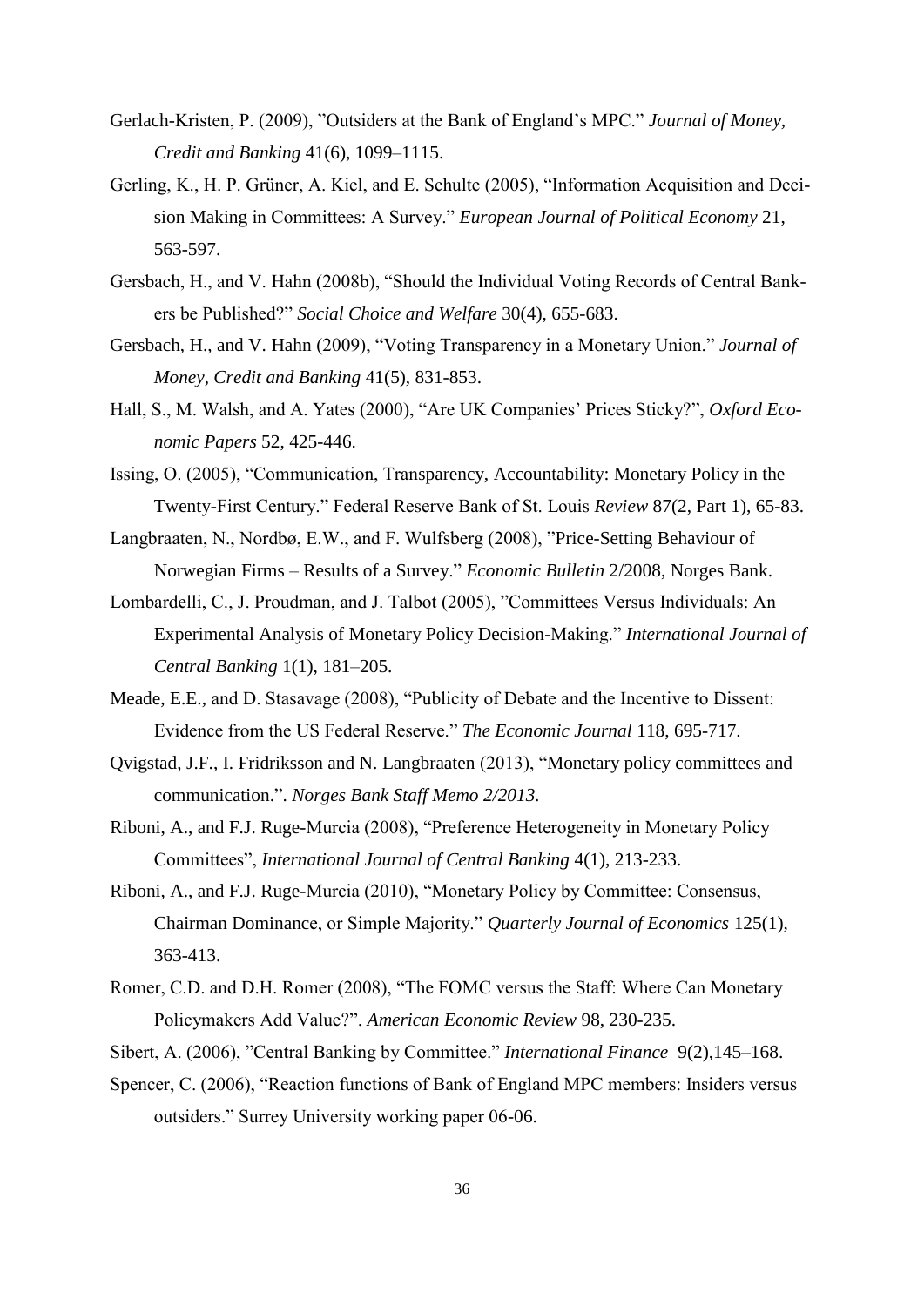Gerlach-Kristen, P. (2009), "Outsiders at the Bank of England's MPC." *Journal of Money, Credit and Banking* 41(6), 1099–1115.

Gerling, K., H. P. Grüner, A. Kiel, and E. Schulte (2005), "Information Acquisition and Decision Making in Committees: A Survey." *European Journal of Political Economy* 21, 563-597.

Gersbach, H., and V. Hahn (2008b), "Should the Individual Voting Records of Central Bankers be Published?" *Social Choice and Welfare* 30(4), 655-683.

Gersbach, H., and V. Hahn (2009), "Voting Transparency in a Monetary Union." *Journal of Money, Credit and Banking* 41(5), 831-853.

Hall, S., M. Walsh, and A. Yates (2000), "Are UK Companies' Prices Sticky?", *Oxford Economic Papers* 52, 425-446.

Issing, O. (2005), "Communication, Transparency, Accountability: Monetary Policy in the Twenty-First Century." Federal Reserve Bank of St. Louis *Review* 87(2, Part 1), 65-83.

Langbraaten, N., Nordbø, E.W., and F. Wulfsberg (2008), "Price-Setting Behaviour of Norwegian Firms – Results of a Survey." *Economic Bulletin* 2/2008, Norges Bank.

Lombardelli, C., J. Proudman, and J. Talbot (2005), "Committees Versus Individuals: An Experimental Analysis of Monetary Policy Decision-Making." *International Journal of Central Banking* 1(1), 181–205.

Meade, E.E., and D. Stasavage (2008), "Publicity of Debate and the Incentive to Dissent: Evidence from the US Federal Reserve." *The Economic Journal* 118, 695-717.

Qvigstad, J.F., I. Fridriksson and N. Langbraaten (2013), "Monetary policy committees and communication.". *Norges Bank Staff Memo 2/2013*.

Riboni, A., and F.J. Ruge-Murcia (2008), "Preference Heterogeneity in Monetary Policy Committees", *International Journal of Central Banking* 4(1), 213-233.

Riboni, A., and F.J. Ruge-Murcia (2010), "Monetary Policy by Committee: Consensus, Chairman Dominance, or Simple Majority." *Quarterly Journal of Economics* 125(1), 363-413.

Romer, C.D. and D.H. Romer (2008), "The FOMC versus the Staff: Where Can Monetary Policymakers Add Value?". *American Economic Review* 98, 230-235.

Sibert, A. (2006), "Central Banking by Committee." *International Finance* 9(2),145–168.

Spencer, C. (2006), "Reaction functions of Bank of England MPC members: Insiders versus outsiders." Surrey University working paper 06-06.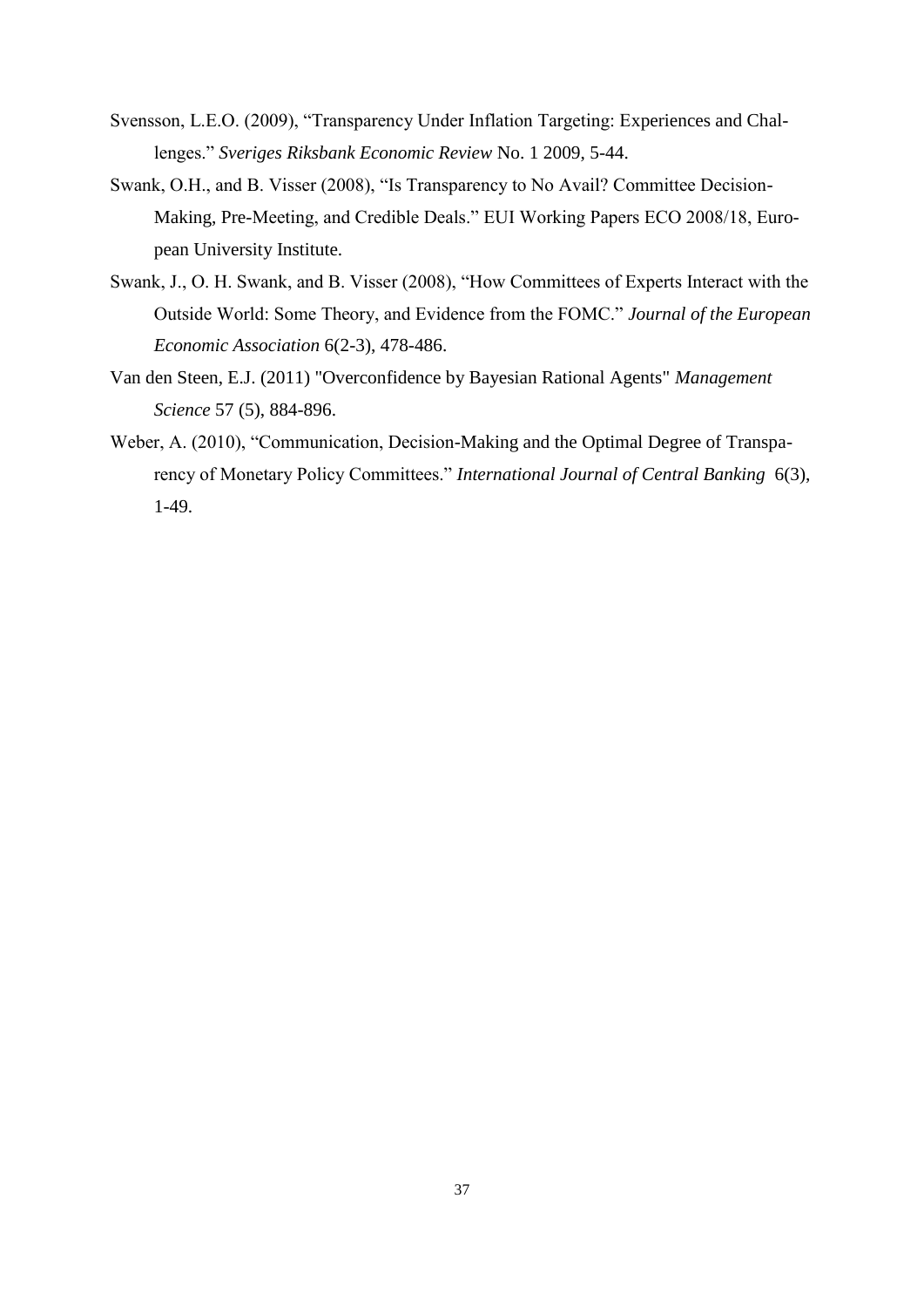Svensson, L.E.O. (2009), "Transparency Under Inflation Targeting: Experiences and Challenges." *Sveriges Riksbank Economic Review* No. 1 2009, 5-44.

Swank, O.H., and B. Visser (2008), "Is Transparency to No Avail? Committee Decision-Making, Pre-Meeting, and Credible Deals." EUI Working Papers ECO 2008/18, European University Institute.

Swank, J., O. H. Swank, and B. Visser (2008), "How Committees of Experts Interact with the Outside World: Some Theory, and Evidence from the FOMC." *Journal of the European Economic Association* 6(2-3), 478-486.

Van den Steen, E.J. (2011) "Overconfidence by Bayesian Rational Agents" *Management Science* 57 (5), 884-896.

Weber, A. (2010), "Communication, Decision-Making and the Optimal Degree of Transparency of Monetary Policy Committees." *International Journal of Central Banking* 6(3), 1-49.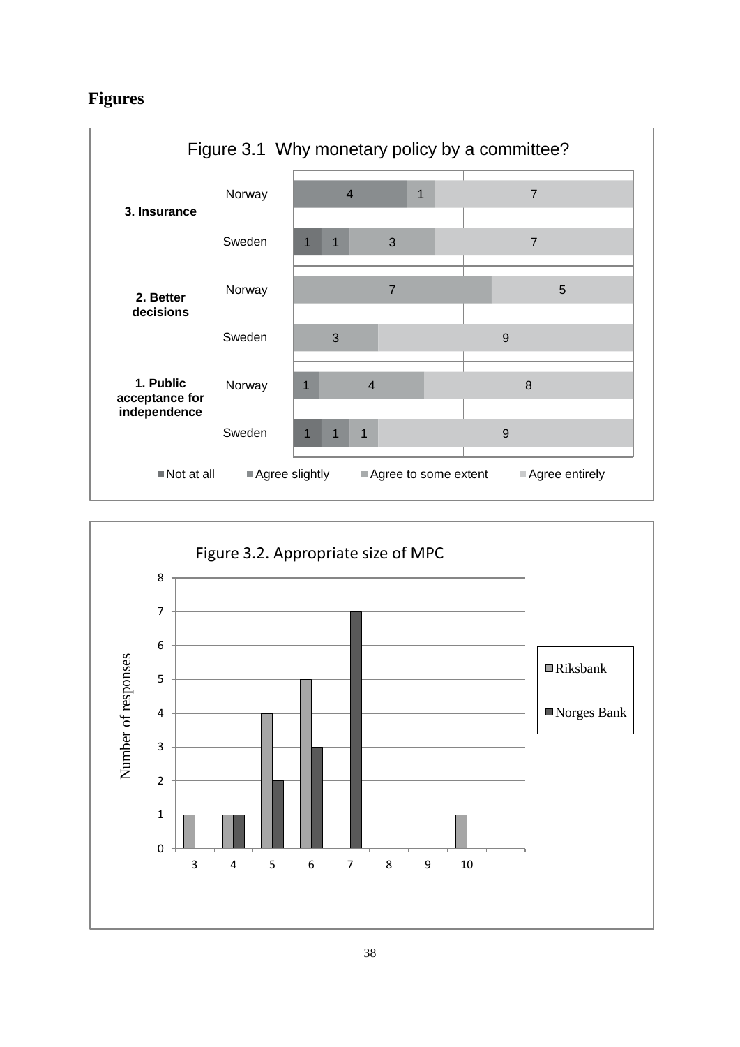# Figures

Figure 3.1 Why monetary policy by a committee?

| | | Not at all | Agree slightly | Agree to some extent | Agree entirely |
|---|---|---|---|---|---|
| 3. Insurance | Norway | | 4 | 1 | 7 |
| | Sweden | 1 | 1 | 3 | 7 |
| 2. Better decisions | Norway | | | 7 | 5 |
| | Sweden | | | 3 | 9 |
| 1. Public acceptance for independence | Norway | | 1 | 4 | 8 |
| | Sweden | 1 | 1 | 1 | 9 |

Figure 3.2. Appropriate size of MPC

| Size of MPC | Riksbank | Norges Bank |
|---|---|---|
| 3 | 1 | 0 |
| 4 | 1 | 1 |
| 5 | 4 | 2 |
| 6 | 5 | 3 |
| 7 | 0 | 7 |
| 8 | 0 | 0 |
| 9 | 0 | 0 |
| 10 | 1 | 0 |

Number of responses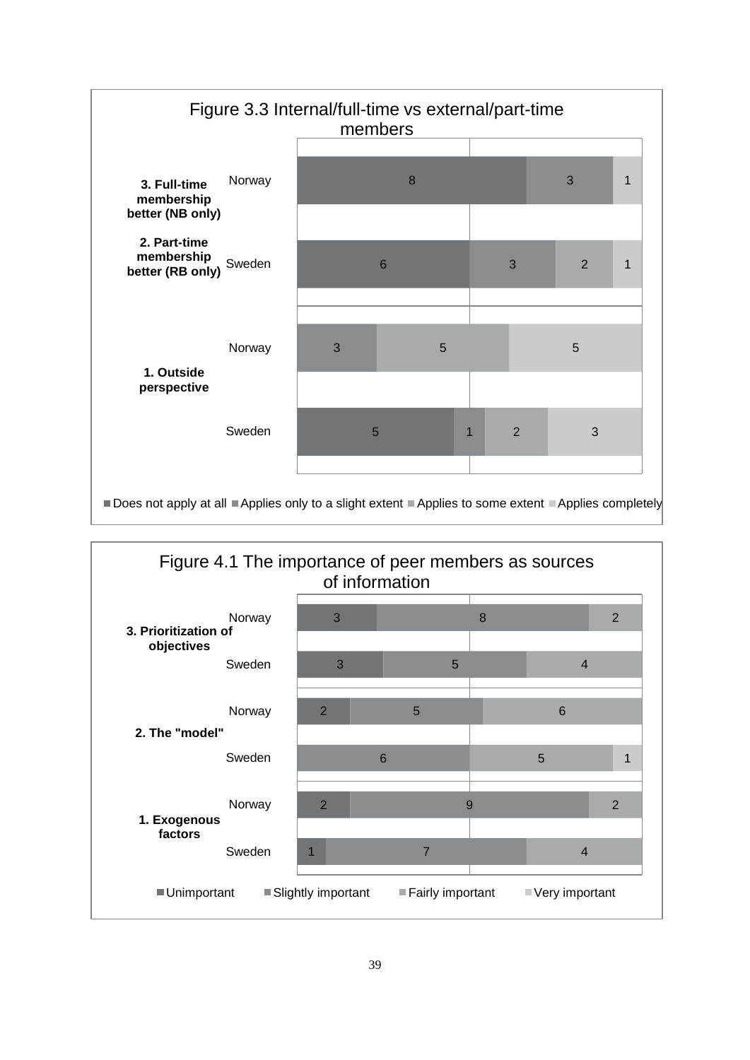**Figure 3.3 Internal/full-time vs external/part-time members**

| Statement | Country | Does not apply at all | Applies only to a slight extent | Applies to some extent | Applies completely |
|---|---|---|---|---|---|
| 3. Full-time membership better (NB only) | Norway | 8 | 3 | | 1 |
| 2. Part-time membership better (RB only) | Sweden | 6 | 3 | 2 | 1 |
| 1. Outside perspective | Norway | | 3 | 5 | 5 |
| | Sweden | 5 | 1 | 2 | 3 |

**Figure 4.1 The importance of peer members as sources of information**

| Item | Country | Unimportant | Slightly important | Fairly important | Very important |
|---|---|---|---|---|---|
| 3. Prioritization of objectives | Norway | 3 | 8 | 2 | |
| | Sweden | 3 | 5 | 4 | |
| 2. The "model" | Norway | 2 | 5 | 6 | |
| | Sweden | | 6 | 5 | 1 |
| 1. Exogenous factors | Norway | 2 | 9 | 2 | |
| | Sweden | 1 | 7 | 4 | |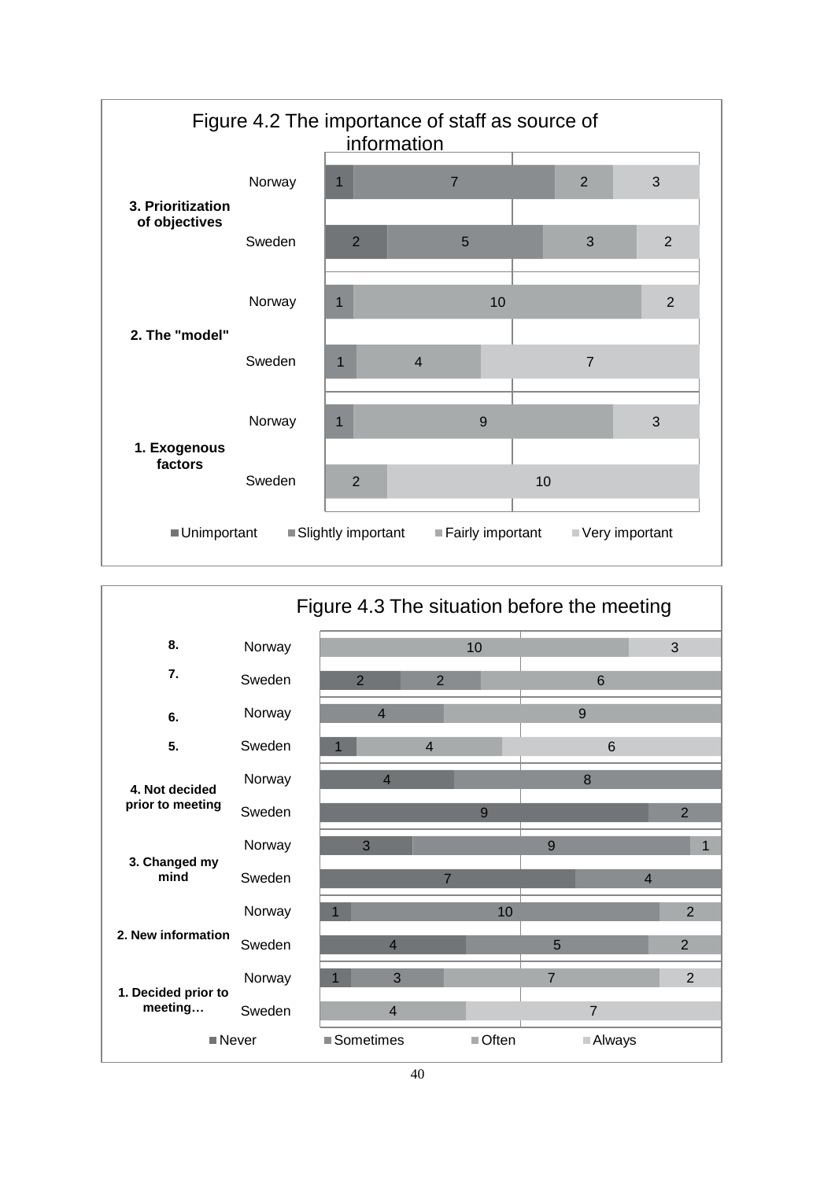**Figure 4.2 The importance of staff as source of information**

| | | Unimportant | Slightly important | Fairly important | Very important |
|---|---|---|---|---|---|
| 3. Prioritization of objectives | Norway | 1 | 7 | 2 | 3 |
| | Sweden | 2 | 5 | 3 | 2 |
| 2. The "model" | Norway | | 1 | 10 | 2 |
| | Sweden | | 1 | 4 | 7 |
| 1. Exogenous factors | Norway | | 1 | 9 | 3 |
| | Sweden | | | 2 | 10 |

**Figure 4.3 The situation before the meeting**

| | | Never | Sometimes | Often | Always |
|---|---|---|---|---|---|
| 8. | Norway | | | 10 | 3 |
| 7. | Sweden | 2 | 2 | 6 | |
| 6. | Norway | | 4 | 9 | |
| 5. | Sweden | 1 | | 4 | 6 |
| 4. Not decided prior to meeting | Norway | 4 | 8 | | |
| | Sweden | 9 | 2 | | |
| 3. Changed my mind | Norway | 3 | 9 | 1 | |
| | Sweden | 7 | 4 | | |
| 2. New information | Norway | 1 | 10 | 2 | |
| | Sweden | 4 | 5 | 2 | |
| 1. Decided prior to meeting… | Norway | 1 | 3 | 7 | 2 |
| | Sweden | | | 4 | 7 |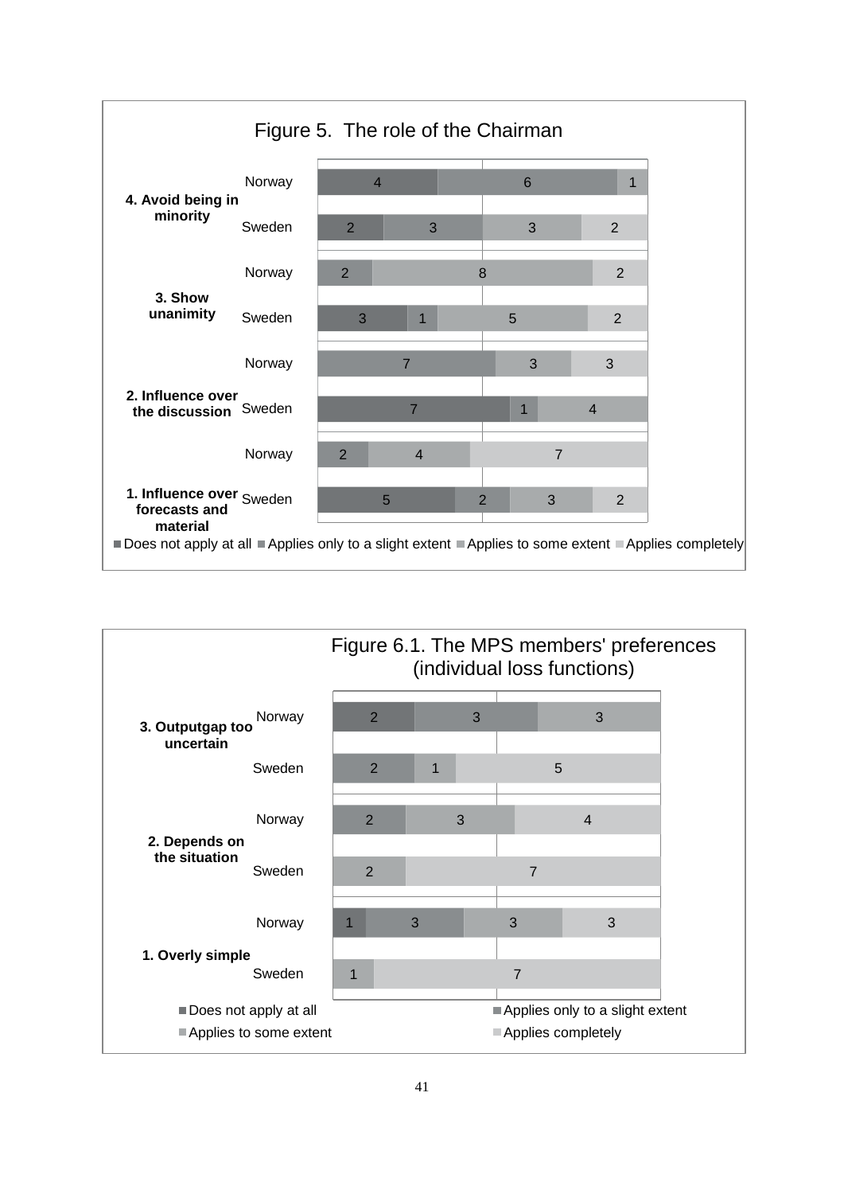Figure 5. The role of the Chairman

| | | Does not apply at all | Applies only to a slight extent | Applies to some extent | Applies completely |
|---|---|---|---|---|---|
| 4. Avoid being in minority | Norway | 4 | 6 | 1 | |
| | Sweden | 2 | 3 | 3 | 2 |
| 3. Show unanimity | Norway | | 2 | 8 | 2 |
| | Sweden | 3 | 1 | 5 | 2 |
| 2. Influence over the discussion | Norway | | 7 | 3 | 3 |
| | Sweden | 7 | 1 | 4 | |
| 1. Influence over forecasts and material | Norway | | 2 | 4 | 7 |
| | Sweden | 5 | 2 | 3 | 2 |

Figure 6.1. The MPS members' preferences (individual loss functions)

| | | Does not apply at all | Applies only to a slight extent | Applies to some extent | Applies completely |
|---|---|---|---|---|---|
| 3. Outputgap too uncertain | Norway | 2 | 3 | 3 | |
| | Sweden | | 2 | 1 | 5 |
| 2. Depends on the situation | Norway | | 2 | 3 | 4 |
| | Sweden | | | 2 | 7 |
| 1. Overly simple | Norway | 1 | 3 | 3 | 3 |
| | Sweden | | | 1 | 7 |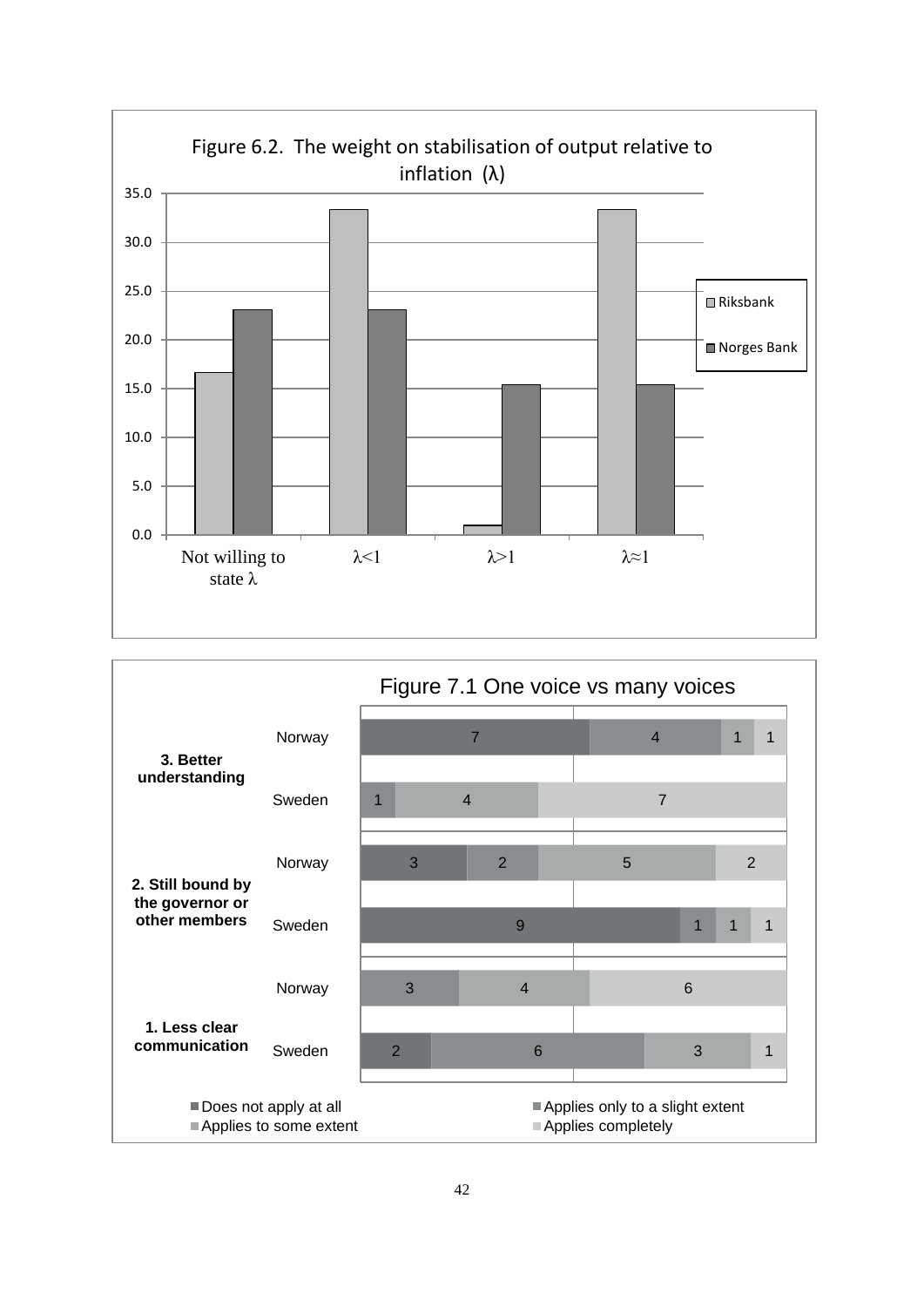**Figure 6.2. The weight on stabilisation of output relative to inflation (λ)**

| | Riksbank | Norges Bank |
|---|---|---|
| Not willing to state λ | 16.7 | 23.1 |
| λ<1 | 33.3 | 23.1 |
| λ>1 | 1.0 | 15.4 |
| λ≈1 | 33.3 | 15.4 |

**Figure 7.1 One voice vs many voices**

| | | Does not apply at all | Applies only to a slight extent | Applies to some extent | Applies completely |
|---|---|---|---|---|---|
| 3. Better understanding | Norway | 7 | 4 | 1 | 1 |
| | Sweden | 1 | | 4 | 7 |
| 2. Still bound by the governor or other members | Norway | 3 | 2 | 5 | 2 |
| | Sweden | 9 | 1 | 1 | 1 |
| 1. Less clear communication | Norway | | 3 | 4 | 6 |
| | Sweden | 2 | 6 | 3 | 1 |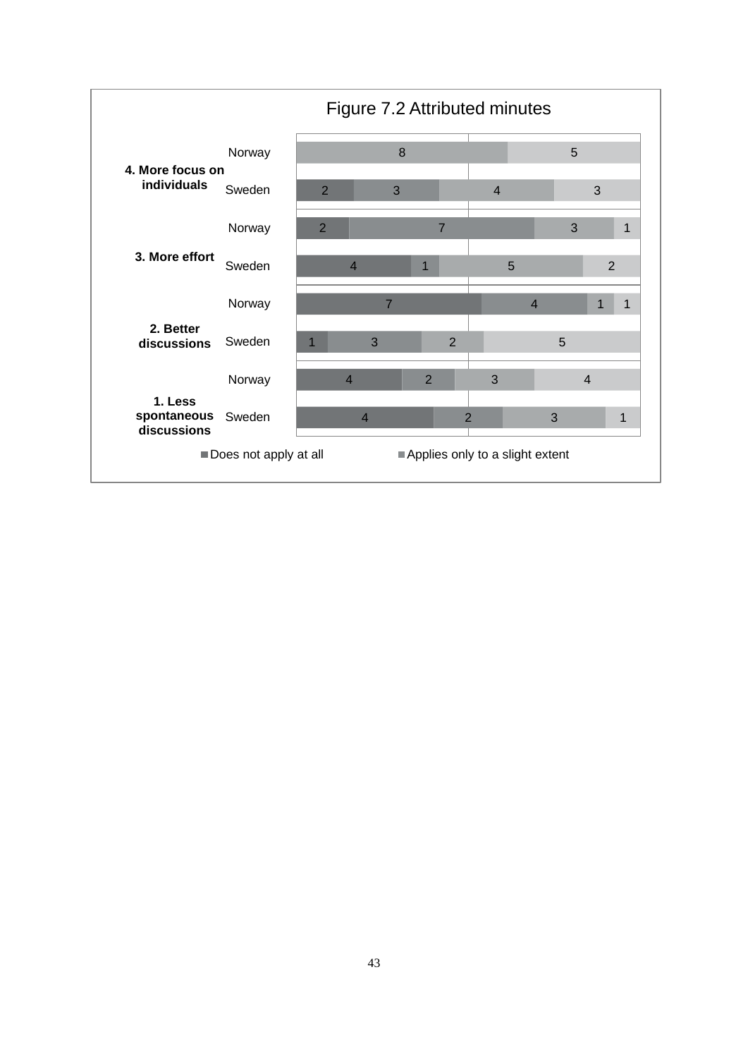Figure 7.2 Attributed minutes

| | | Does not apply at all | Applies only to a slight extent | | |
|---|---|---|---|---|---|
| 4. More focus on individuals | Norway | | | 8 | 5 |
| | Sweden | 2 | 3 | 4 | 3 |
| 3. More effort | Norway | 2 | 7 | 3 | 1 |
| | Sweden | 4 | 1 | 5 | 2 |
| 2. Better discussions | Norway | 7 | 4 | 1 | 1 |
| | Sweden | 1 | 3 | 2 | 5 |
| 1. Less spontaneous discussions | Norway | 4 | 2 | 3 | 4 |
| | Sweden | 4 | 2 | 3 | 1 |

■ Does not apply at all ■ Applies only to a slight extent